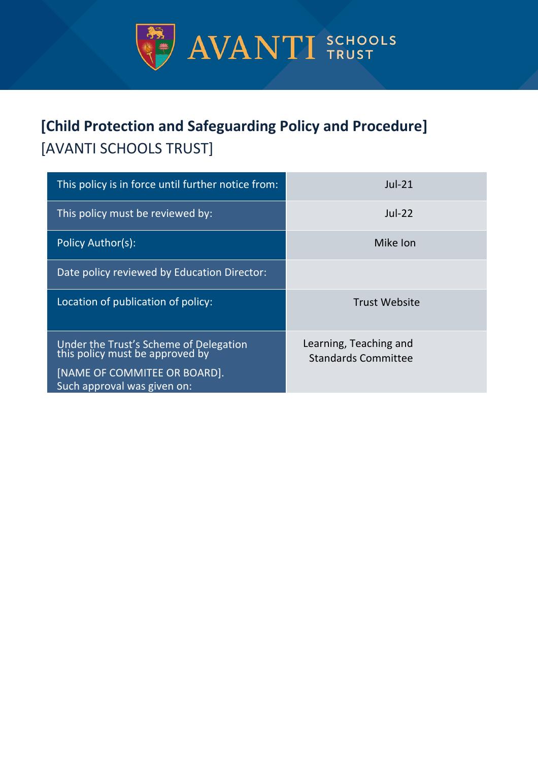AVANTI SCHOOLS TRUST

# [Child Protection and Safeguarding Policy and Procedure]

[AVANTI SCHOOLS TRUST]

| | |
|---|---|
| This policy is in force until further notice from: | Jul-21 |
| This policy must be reviewed by: | Jul-22 |
| Policy Author(s): | Mike Ion |
| Date policy reviewed by Education Director: | |
| Location of publication of policy: | Trust Website |
| Under the Trust's Scheme of Delegation this policy must be approved by [NAME OF COMMITEE OR BOARD]. Such approval was given on: | Learning, Teaching and Standards Committee |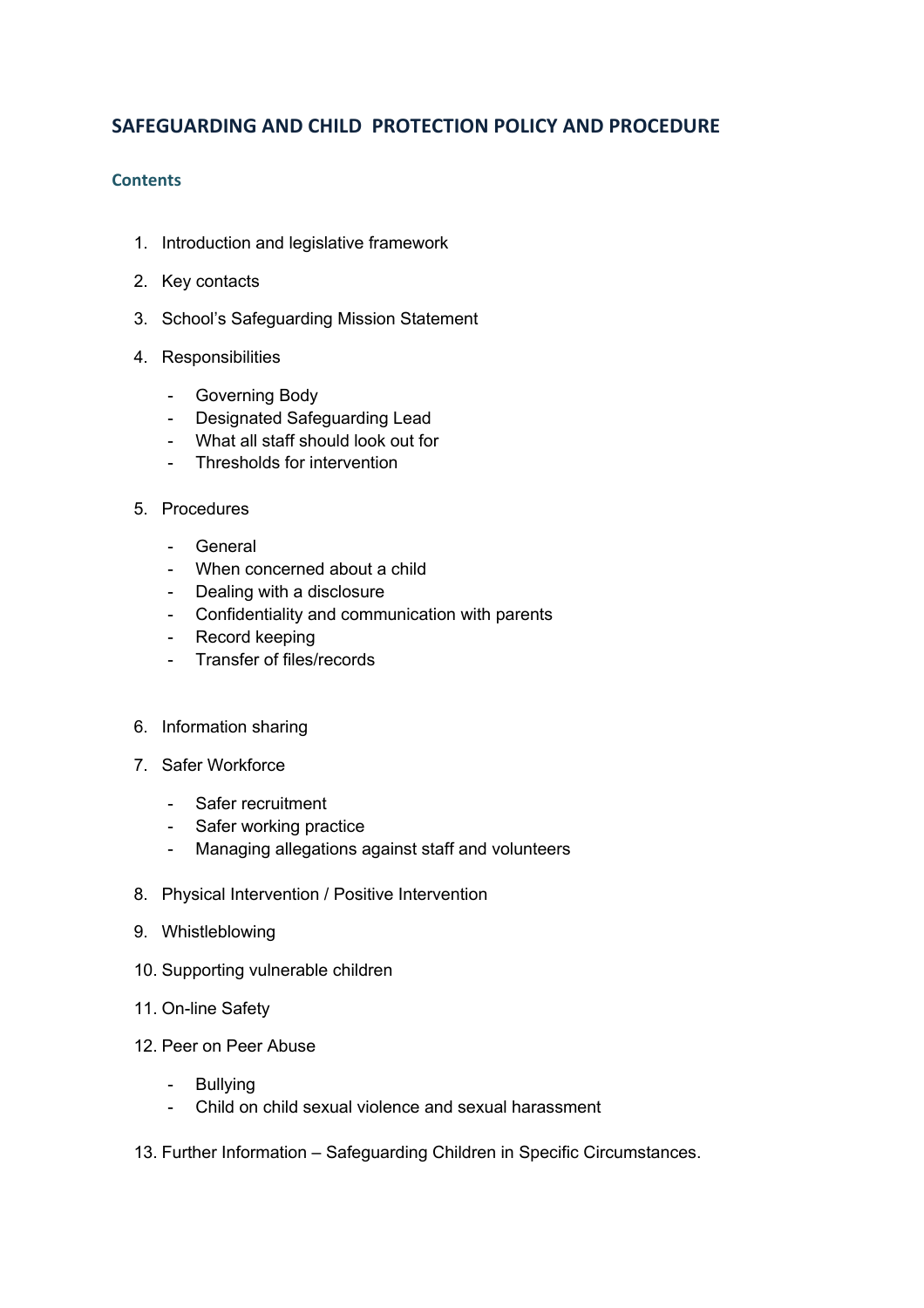## SAFEGUARDING AND CHILD PROTECTION POLICY AND PROCEDURE

### Contents

1. Introduction and legislative framework
2. Key contacts
3. School's Safeguarding Mission Statement
4. Responsibilities
    - Governing Body
    - Designated Safeguarding Lead
    - What all staff should look out for
    - Thresholds for intervention
5. Procedures
    - General
    - When concerned about a child
    - Dealing with a disclosure
    - Confidentiality and communication with parents
    - Record keeping
    - Transfer of files/records
6. Information sharing
7. Safer Workforce
    - Safer recruitment
    - Safer working practice
    - Managing allegations against staff and volunteers
8. Physical Intervention / Positive Intervention
9. Whistleblowing
10. Supporting vulnerable children
11. On-line Safety
12. Peer on Peer Abuse
    - Bullying
    - Child on child sexual violence and sexual harassment
13. Further Information – Safeguarding Children in Specific Circumstances.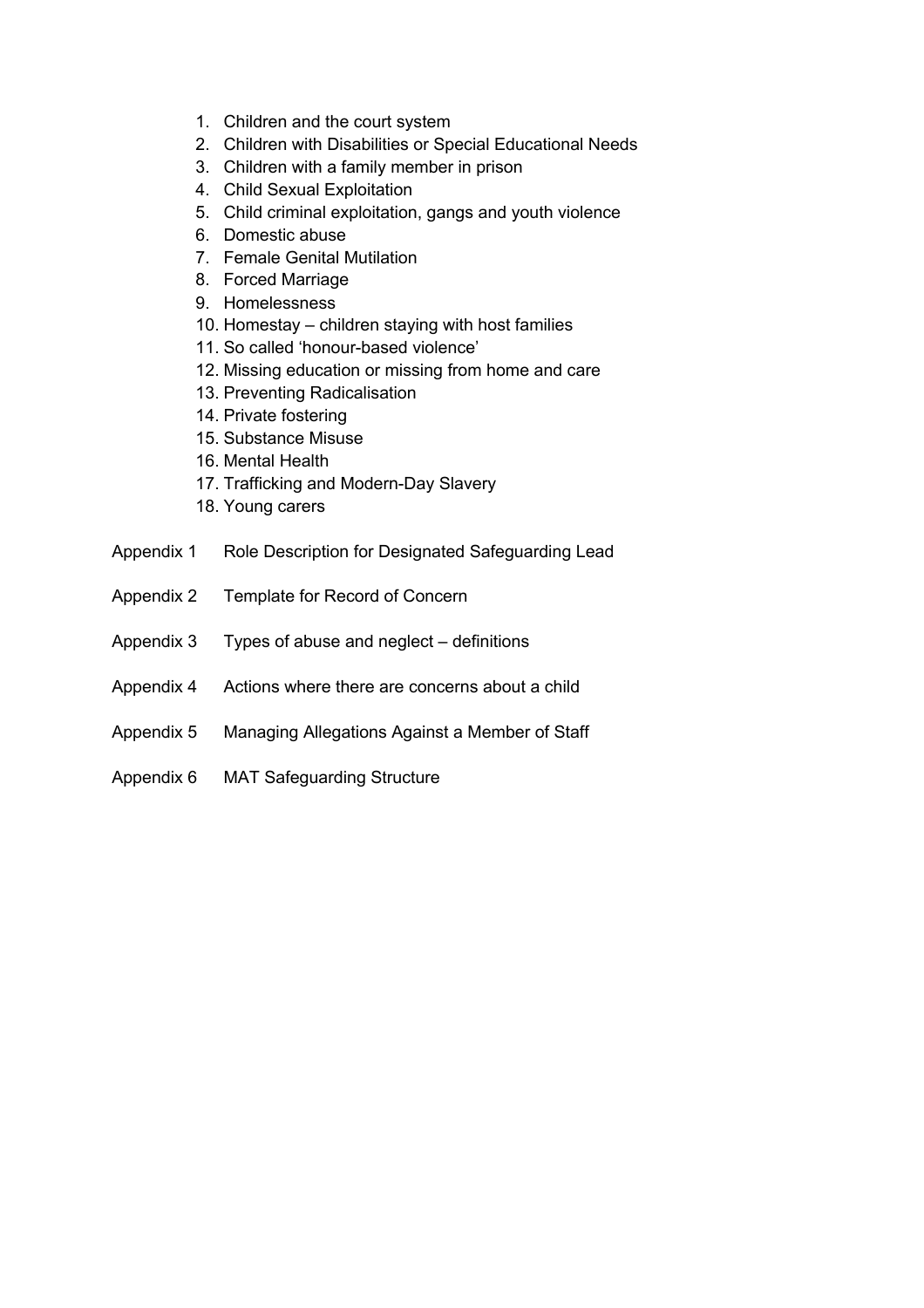1. Children and the court system
2. Children with Disabilities or Special Educational Needs
3. Children with a family member in prison
4. Child Sexual Exploitation
5. Child criminal exploitation, gangs and youth violence
6. Domestic abuse
7. Female Genital Mutilation
8. Forced Marriage
9. Homelessness
10. Homestay – children staying with host families
11. So called 'honour-based violence'
12. Missing education or missing from home and care
13. Preventing Radicalisation
14. Private fostering
15. Substance Misuse
16. Mental Health
17. Trafficking and Modern-Day Slavery
18. Young carers

Appendix 1 Role Description for Designated Safeguarding Lead

Appendix 2 Template for Record of Concern

Appendix 3 Types of abuse and neglect – definitions

Appendix 4 Actions where there are concerns about a child

Appendix 5 Managing Allegations Against a Member of Staff

Appendix 6 MAT Safeguarding Structure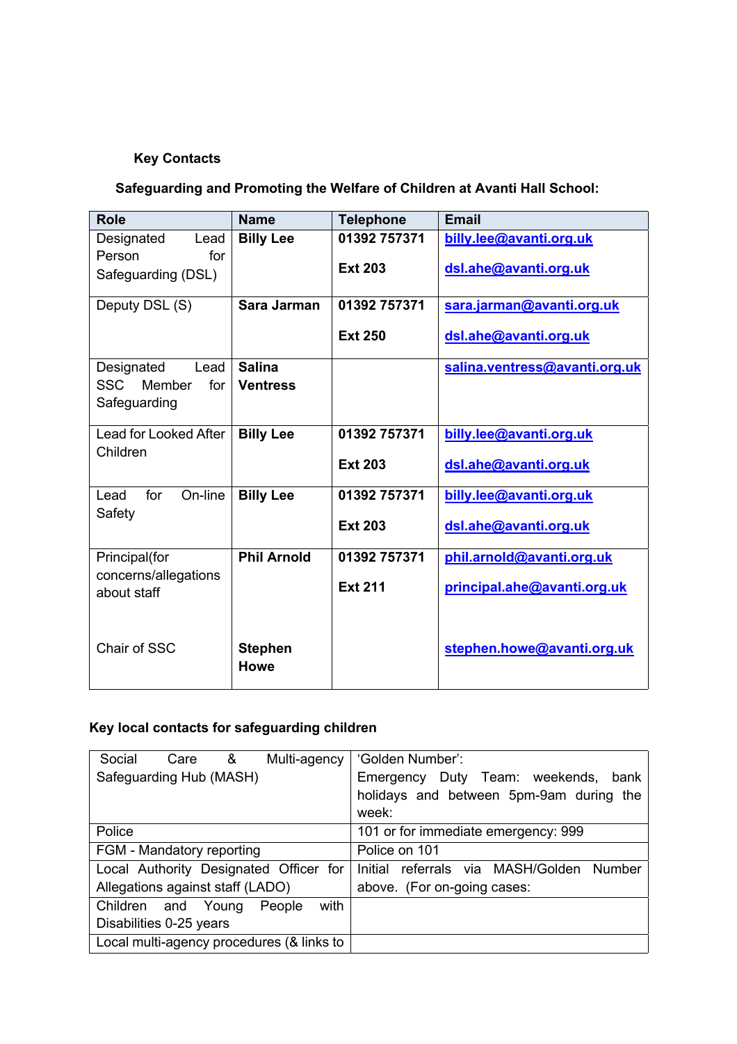**Key Contacts**

**Safeguarding and Promoting the Welfare of Children at Avanti Hall School:**

| Role | Name | Telephone | Email |
|---|---|---|---|
| Designated Lead Person for Safeguarding (DSL) | **Billy Lee** | **01392 757371**<br><br>**Ext 203** | **billy.lee@avanti.org.uk**<br><br>**dsl.ahe@avanti.org.uk** |
| Deputy DSL (S) | **Sara Jarman** | **01392 757371**<br><br>**Ext 250** | **sara.jarman@avanti.org.uk**<br><br>**dsl.ahe@avanti.org.uk** |
| Designated Lead SSC Member for Safeguarding | **Salina Ventress** | | **salina.ventress@avanti.org.uk** |
| Lead for Looked After Children | **Billy Lee** | **01392 757371**<br><br>**Ext 203** | **billy.lee@avanti.org.uk**<br><br>**dsl.ahe@avanti.org.uk** |
| Lead for On-line Safety | **Billy Lee** | **01392 757371**<br><br>**Ext 203** | **billy.lee@avanti.org.uk**<br><br>**dsl.ahe@avanti.org.uk** |
| Principal(for concerns/allegations about staff<br><br>Chair of SSC | **Phil Arnold**<br><br>**Stephen Howe** | **01392 757371**<br><br>**Ext 211** | **phil.arnold@avanti.org.uk**<br><br>**principal.ahe@avanti.org.uk**<br><br>**stephen.howe@avanti.org.uk** |

**Key local contacts for safeguarding children**

| | |
|---|---|
| Social Care & Multi-agency Safeguarding Hub (MASH) | 'Golden Number':<br>Emergency Duty Team: weekends, bank holidays and between 5pm-9am during the week: |
| Police | 101 or for immediate emergency: 999 |
| FGM - Mandatory reporting | Police on 101 |
| Local Authority Designated Officer for Allegations against staff (LADO) | Initial referrals via MASH/Golden Number above. (For on-going cases: |
| Children and Young People with Disabilities 0-25 years | |
| Local multi-agency procedures (& links to | |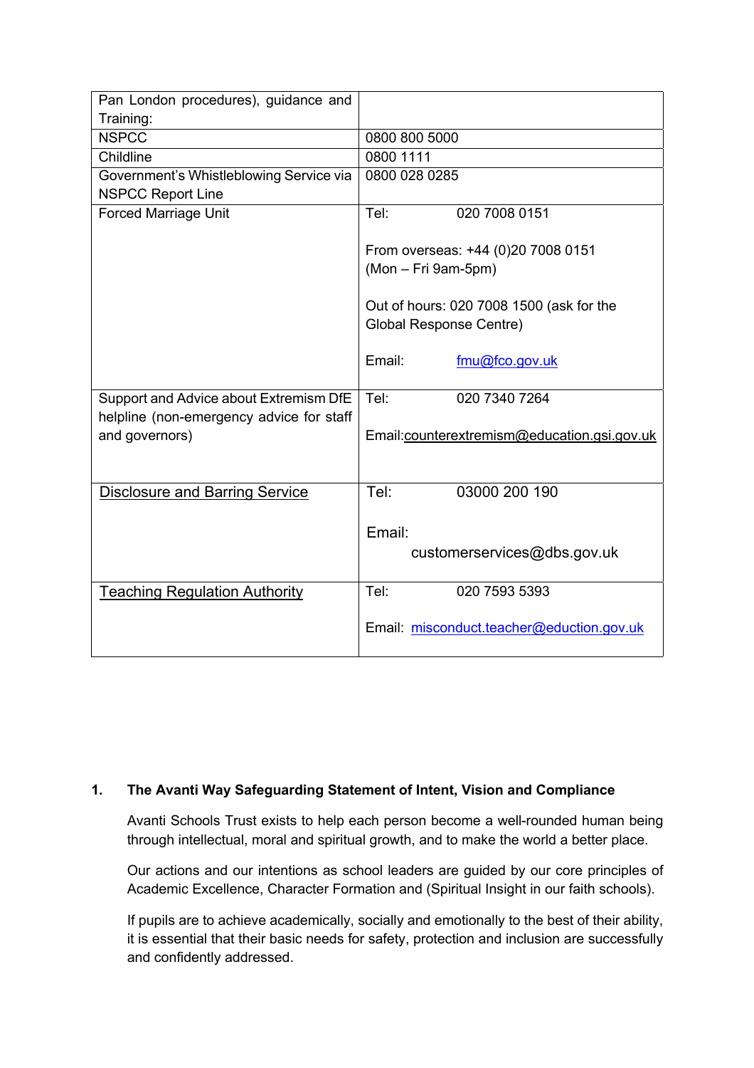| Pan London procedures), guidance and Training: | |
|---|---|
| NSPCC | 0800 800 5000 |
| Childline | 0800 1111 |
| Government's Whistleblowing Service via NSPCC Report Line | 0800 028 0285 |
| Forced Marriage Unit | Tel: 020 7008 0151<br><br>From overseas: +44 (0)20 7008 0151 (Mon – Fri 9am-5pm)<br><br>Out of hours: 020 7008 1500 (ask for the Global Response Centre)<br><br>Email: fmu@fco.gov.uk |
| Support and Advice about Extremism DfE helpline (non-emergency advice for staff and governors) | Tel: 020 7340 7264<br><br>Email:counterextremism@education.gsi.gov.uk |
| Disclosure and Barring Service | Tel: 03000 200 190<br><br>Email: customerservices@dbs.gov.uk |
| Teaching Regulation Authority | Tel: 020 7593 5393<br><br>Email: misconduct.teacher@eduction.gov.uk |

## 1. The Avanti Way Safeguarding Statement of Intent, Vision and Compliance

Avanti Schools Trust exists to help each person become a well-rounded human being through intellectual, moral and spiritual growth, and to make the world a better place.

Our actions and our intentions as school leaders are guided by our core principles of Academic Excellence, Character Formation and (Spiritual Insight in our faith schools).

If pupils are to achieve academically, socially and emotionally to the best of their ability, it is essential that their basic needs for safety, protection and inclusion are successfully and confidently addressed.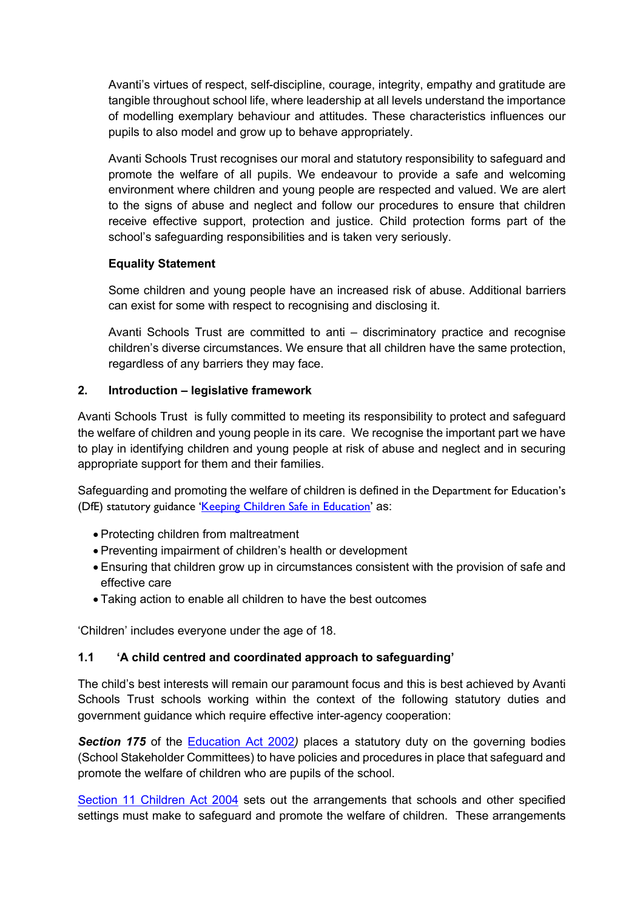Avanti's virtues of respect, self-discipline, courage, integrity, empathy and gratitude are tangible throughout school life, where leadership at all levels understand the importance of modelling exemplary behaviour and attitudes. These characteristics influences our pupils to also model and grow up to behave appropriately.

Avanti Schools Trust recognises our moral and statutory responsibility to safeguard and promote the welfare of all pupils. We endeavour to provide a safe and welcoming environment where children and young people are respected and valued. We are alert to the signs of abuse and neglect and follow our procedures to ensure that children receive effective support, protection and justice. Child protection forms part of the school's safeguarding responsibilities and is taken very seriously.

**Equality Statement**

Some children and young people have an increased risk of abuse. Additional barriers can exist for some with respect to recognising and disclosing it.

Avanti Schools Trust are committed to anti – discriminatory practice and recognise children's diverse circumstances. We ensure that all children have the same protection, regardless of any barriers they may face.

## 2. Introduction – legislative framework

Avanti Schools Trust is fully committed to meeting its responsibility to protect and safeguard the welfare of children and young people in its care. We recognise the important part we have to play in identifying children and young people at risk of abuse and neglect and in securing appropriate support for them and their families.

Safeguarding and promoting the welfare of children is defined in the Department for Education's (DfE) statutory guidance 'Keeping Children Safe in Education' as:

- Protecting children from maltreatment
- Preventing impairment of children's health or development
- Ensuring that children grow up in circumstances consistent with the provision of safe and effective care
- Taking action to enable all children to have the best outcomes

'Children' includes everyone under the age of 18.

### 1.1 'A child centred and coordinated approach to safeguarding'

The child's best interests will remain our paramount focus and this is best achieved by Avanti Schools Trust schools working within the context of the following statutory duties and government guidance which require effective inter-agency cooperation:

***Section 175*** of the Education Act 2002*)* places a statutory duty on the governing bodies (School Stakeholder Committees) to have policies and procedures in place that safeguard and promote the welfare of children who are pupils of the school.

Section 11 Children Act 2004 sets out the arrangements that schools and other specified settings must make to safeguard and promote the welfare of children. These arrangements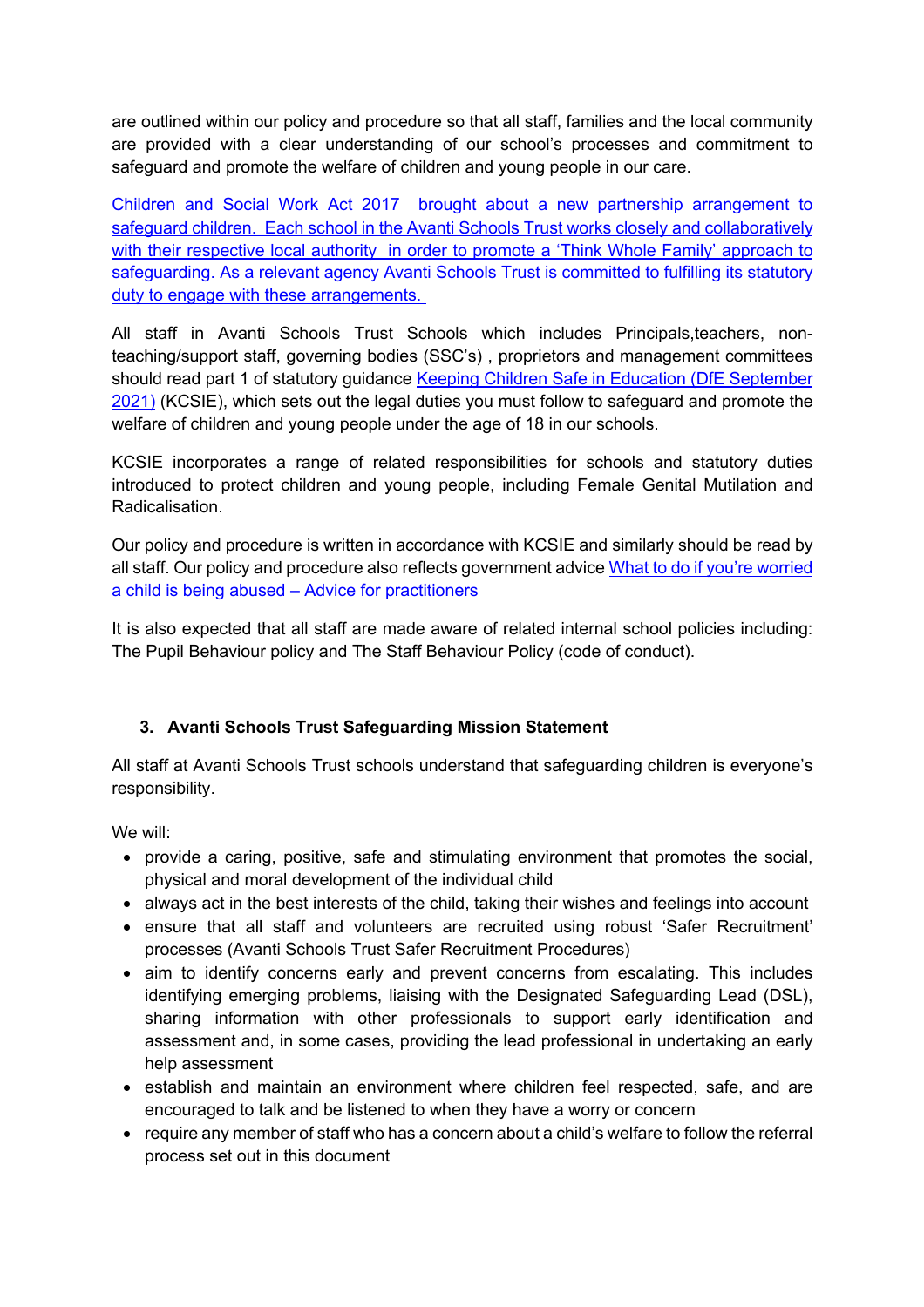are outlined within our policy and procedure so that all staff, families and the local community are provided with a clear understanding of our school's processes and commitment to safeguard and promote the welfare of children and young people in our care.

Children and Social Work Act 2017 brought about a new partnership arrangement to safeguard children. Each school in the Avanti Schools Trust works closely and collaboratively with their respective local authority in order to promote a 'Think Whole Family' approach to safeguarding. As a relevant agency Avanti Schools Trust is committed to fulfilling its statutory duty to engage with these arrangements.

All staff in Avanti Schools Trust Schools which includes Principals,teachers, non-teaching/support staff, governing bodies (SSC's) , proprietors and management committees should read part 1 of statutory guidance Keeping Children Safe in Education (DfE September 2021) (KCSIE), which sets out the legal duties you must follow to safeguard and promote the welfare of children and young people under the age of 18 in our schools.

KCSIE incorporates a range of related responsibilities for schools and statutory duties introduced to protect children and young people, including Female Genital Mutilation and Radicalisation.

Our policy and procedure is written in accordance with KCSIE and similarly should be read by all staff. Our policy and procedure also reflects government advice What to do if you're worried a child is being abused – Advice for practitioners

It is also expected that all staff are made aware of related internal school policies including: The Pupil Behaviour policy and The Staff Behaviour Policy (code of conduct).

## 3. Avanti Schools Trust Safeguarding Mission Statement

All staff at Avanti Schools Trust schools understand that safeguarding children is everyone's responsibility.

We will:

- provide a caring, positive, safe and stimulating environment that promotes the social, physical and moral development of the individual child
- always act in the best interests of the child, taking their wishes and feelings into account
- ensure that all staff and volunteers are recruited using robust 'Safer Recruitment' processes (Avanti Schools Trust Safer Recruitment Procedures)
- aim to identify concerns early and prevent concerns from escalating. This includes identifying emerging problems, liaising with the Designated Safeguarding Lead (DSL), sharing information with other professionals to support early identification and assessment and, in some cases, providing the lead professional in undertaking an early help assessment
- establish and maintain an environment where children feel respected, safe, and are encouraged to talk and be listened to when they have a worry or concern
- require any member of staff who has a concern about a child's welfare to follow the referral process set out in this document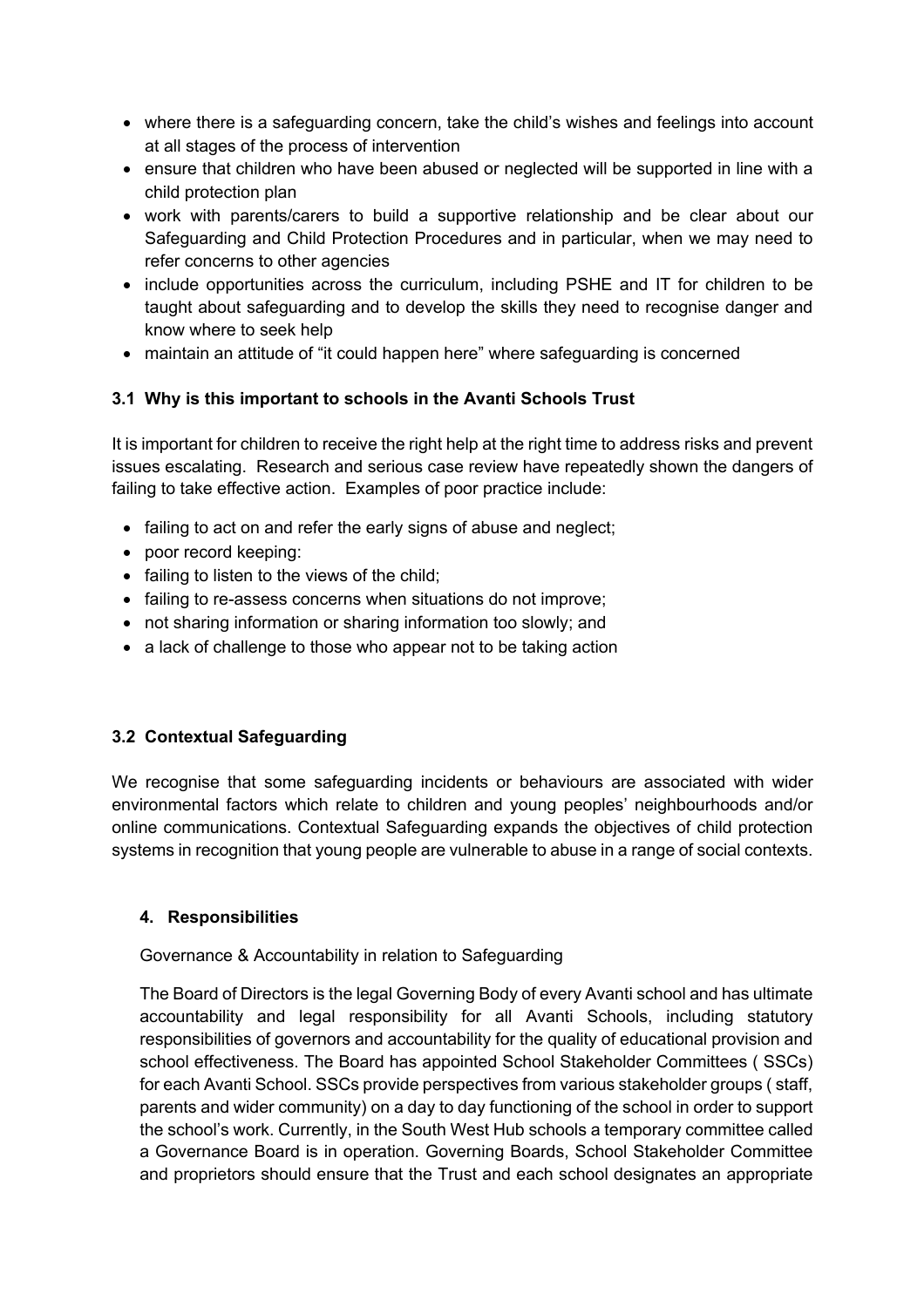- where there is a safeguarding concern, take the child's wishes and feelings into account at all stages of the process of intervention
- ensure that children who have been abused or neglected will be supported in line with a child protection plan
- work with parents/carers to build a supportive relationship and be clear about our Safeguarding and Child Protection Procedures and in particular, when we may need to refer concerns to other agencies
- include opportunities across the curriculum, including PSHE and IT for children to be taught about safeguarding and to develop the skills they need to recognise danger and know where to seek help
- maintain an attitude of "it could happen here" where safeguarding is concerned

### 3.1 Why is this important to schools in the Avanti Schools Trust

It is important for children to receive the right help at the right time to address risks and prevent issues escalating. Research and serious case review have repeatedly shown the dangers of failing to take effective action. Examples of poor practice include:

- failing to act on and refer the early signs of abuse and neglect;
- poor record keeping:
- failing to listen to the views of the child;
- failing to re-assess concerns when situations do not improve;
- not sharing information or sharing information too slowly; and
- a lack of challenge to those who appear not to be taking action

### 3.2 Contextual Safeguarding

We recognise that some safeguarding incidents or behaviours are associated with wider environmental factors which relate to children and young peoples' neighbourhoods and/or online communications. Contextual Safeguarding expands the objectives of child protection systems in recognition that young people are vulnerable to abuse in a range of social contexts.

## 4. Responsibilities

Governance & Accountability in relation to Safeguarding

The Board of Directors is the legal Governing Body of every Avanti school and has ultimate accountability and legal responsibility for all Avanti Schools, including statutory responsibilities of governors and accountability for the quality of educational provision and school effectiveness. The Board has appointed School Stakeholder Committees ( SSCs) for each Avanti School. SSCs provide perspectives from various stakeholder groups ( staff, parents and wider community) on a day to day functioning of the school in order to support the school's work. Currently, in the South West Hub schools a temporary committee called a Governance Board is in operation. Governing Boards, School Stakeholder Committee and proprietors should ensure that the Trust and each school designates an appropriate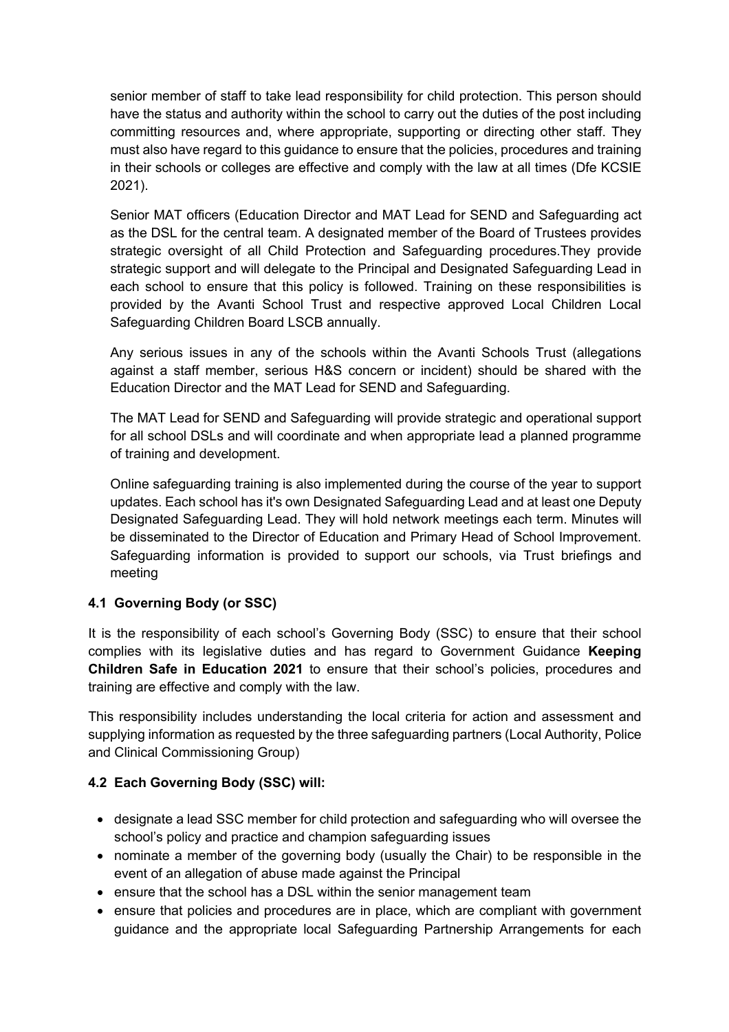senior member of staff to take lead responsibility for child protection. This person should have the status and authority within the school to carry out the duties of the post including committing resources and, where appropriate, supporting or directing other staff. They must also have regard to this guidance to ensure that the policies, procedures and training in their schools or colleges are effective and comply with the law at all times (Dfe KCSIE 2021).

Senior MAT officers (Education Director and MAT Lead for SEND and Safeguarding act as the DSL for the central team. A designated member of the Board of Trustees provides strategic oversight of all Child Protection and Safeguarding procedures.They provide strategic support and will delegate to the Principal and Designated Safeguarding Lead in each school to ensure that this policy is followed. Training on these responsibilities is provided by the Avanti School Trust and respective approved Local Children Local Safeguarding Children Board LSCB annually.

Any serious issues in any of the schools within the Avanti Schools Trust (allegations against a staff member, serious H&S concern or incident) should be shared with the Education Director and the MAT Lead for SEND and Safeguarding.

The MAT Lead for SEND and Safeguarding will provide strategic and operational support for all school DSLs and will coordinate and when appropriate lead a planned programme of training and development.

Online safeguarding training is also implemented during the course of the year to support updates. Each school has it's own Designated Safeguarding Lead and at least one Deputy Designated Safeguarding Lead. They will hold network meetings each term. Minutes will be disseminated to the Director of Education and Primary Head of School Improvement. Safeguarding information is provided to support our schools, via Trust briefings and meeting

### 4.1 Governing Body (or SSC)

It is the responsibility of each school's Governing Body (SSC) to ensure that their school complies with its legislative duties and has regard to Government Guidance **Keeping Children Safe in Education 2021** to ensure that their school's policies, procedures and training are effective and comply with the law.

This responsibility includes understanding the local criteria for action and assessment and supplying information as requested by the three safeguarding partners (Local Authority, Police and Clinical Commissioning Group)

### 4.2 Each Governing Body (SSC) will:

- designate a lead SSC member for child protection and safeguarding who will oversee the school's policy and practice and champion safeguarding issues
- nominate a member of the governing body (usually the Chair) to be responsible in the event of an allegation of abuse made against the Principal
- ensure that the school has a DSL within the senior management team
- ensure that policies and procedures are in place, which are compliant with government guidance and the appropriate local Safeguarding Partnership Arrangements for each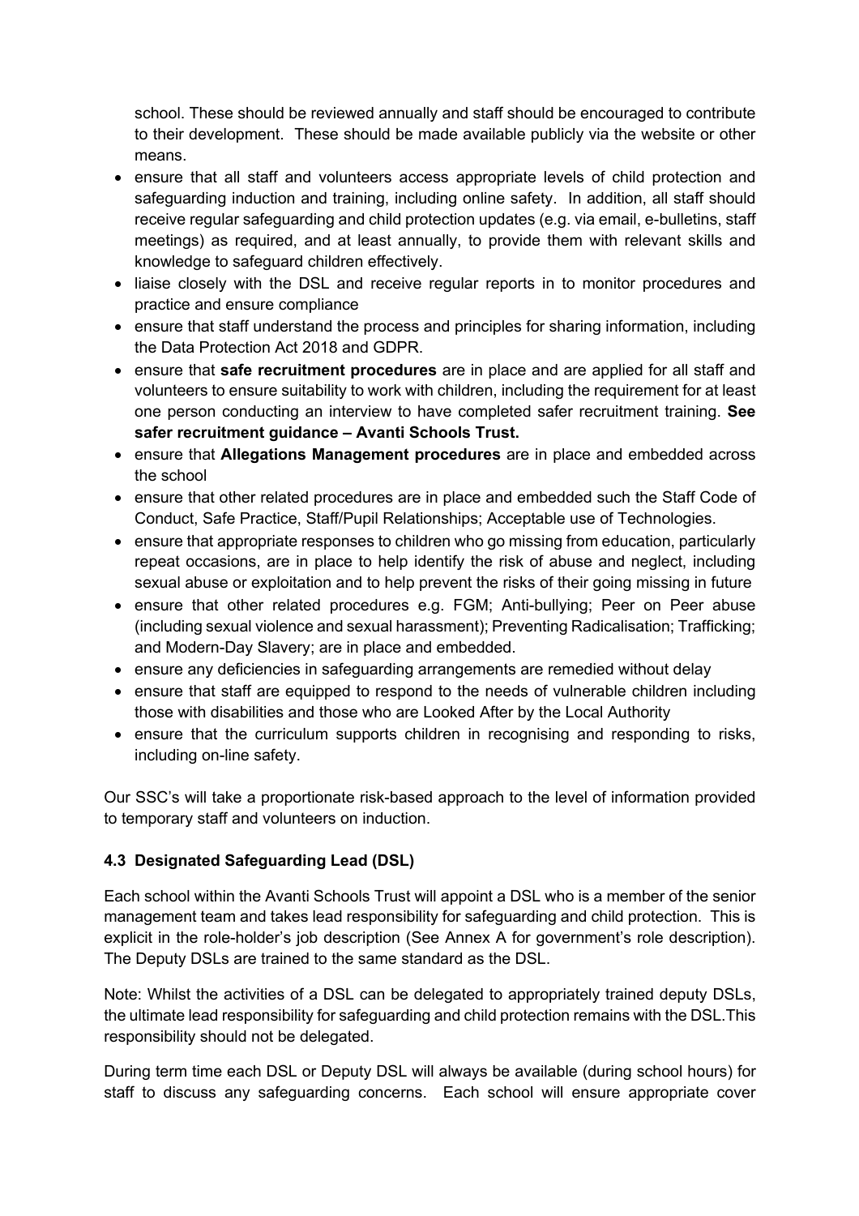school. These should be reviewed annually and staff should be encouraged to contribute to their development. These should be made available publicly via the website or other means.

- ensure that all staff and volunteers access appropriate levels of child protection and safeguarding induction and training, including online safety. In addition, all staff should receive regular safeguarding and child protection updates (e.g. via email, e-bulletins, staff meetings) as required, and at least annually, to provide them with relevant skills and knowledge to safeguard children effectively.
- liaise closely with the DSL and receive regular reports in to monitor procedures and practice and ensure compliance
- ensure that staff understand the process and principles for sharing information, including the Data Protection Act 2018 and GDPR.
- ensure that **safe recruitment procedures** are in place and are applied for all staff and volunteers to ensure suitability to work with children, including the requirement for at least one person conducting an interview to have completed safer recruitment training. **See safer recruitment guidance – Avanti Schools Trust.**
- ensure that **Allegations Management procedures** are in place and embedded across the school
- ensure that other related procedures are in place and embedded such the Staff Code of Conduct, Safe Practice, Staff/Pupil Relationships; Acceptable use of Technologies.
- ensure that appropriate responses to children who go missing from education, particularly repeat occasions, are in place to help identify the risk of abuse and neglect, including sexual abuse or exploitation and to help prevent the risks of their going missing in future
- ensure that other related procedures e.g. FGM; Anti-bullying; Peer on Peer abuse (including sexual violence and sexual harassment); Preventing Radicalisation; Trafficking; and Modern-Day Slavery; are in place and embedded.
- ensure any deficiencies in safeguarding arrangements are remedied without delay
- ensure that staff are equipped to respond to the needs of vulnerable children including those with disabilities and those who are Looked After by the Local Authority
- ensure that the curriculum supports children in recognising and responding to risks, including on-line safety.

Our SSC's will take a proportionate risk-based approach to the level of information provided to temporary staff and volunteers on induction.

### 4.3 Designated Safeguarding Lead (DSL)

Each school within the Avanti Schools Trust will appoint a DSL who is a member of the senior management team and takes lead responsibility for safeguarding and child protection. This is explicit in the role-holder's job description (See Annex A for government's role description). The Deputy DSLs are trained to the same standard as the DSL.

Note: Whilst the activities of a DSL can be delegated to appropriately trained deputy DSLs, the ultimate lead responsibility for safeguarding and child protection remains with the DSL.This responsibility should not be delegated.

During term time each DSL or Deputy DSL will always be available (during school hours) for staff to discuss any safeguarding concerns. Each school will ensure appropriate cover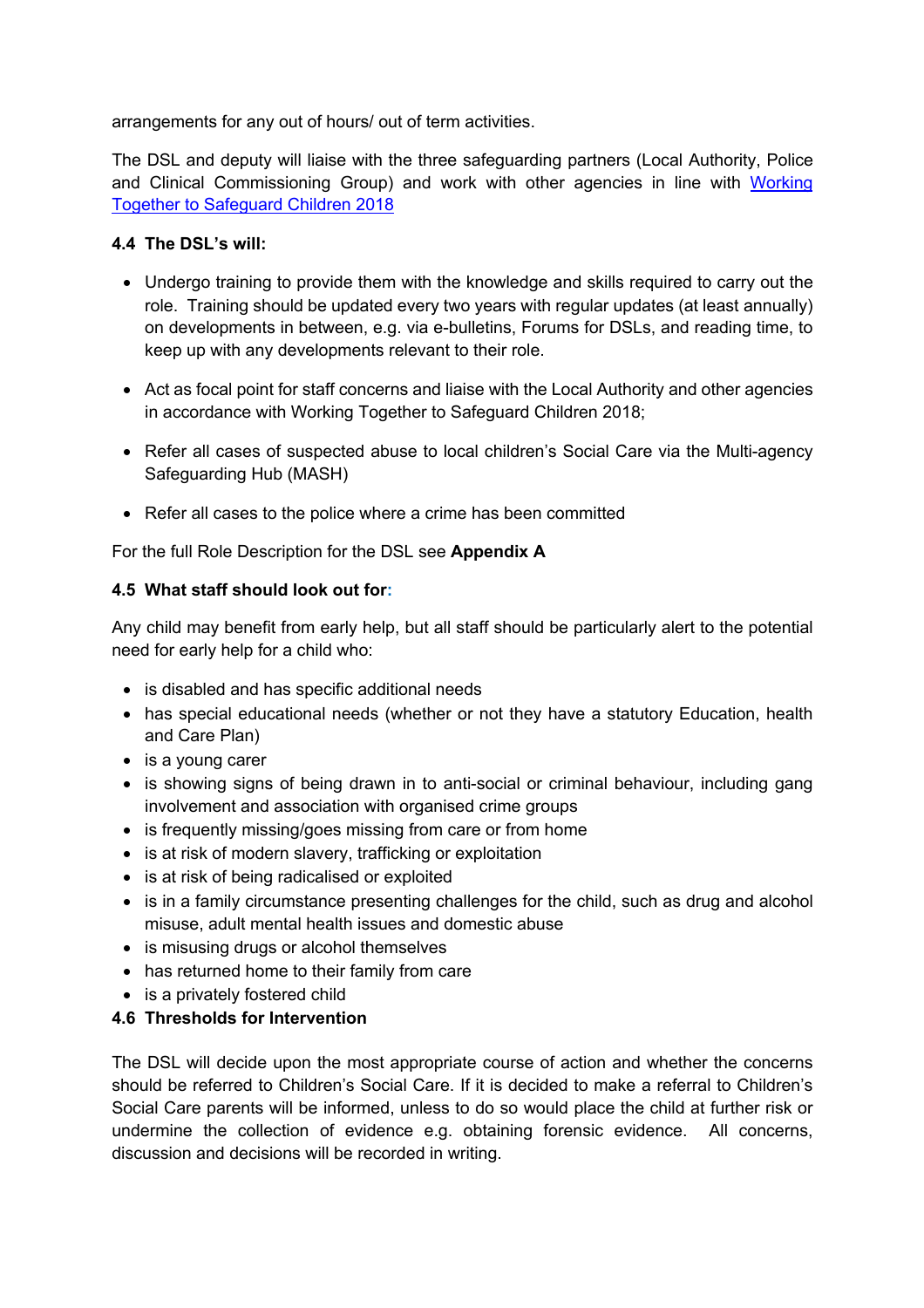arrangements for any out of hours/ out of term activities.

The DSL and deputy will liaise with the three safeguarding partners (Local Authority, Police and Clinical Commissioning Group) and work with other agencies in line with [Working Together to Safeguard Children 2018](#)

### 4.4 The DSL's will:

- Undergo training to provide them with the knowledge and skills required to carry out the role. Training should be updated every two years with regular updates (at least annually) on developments in between, e.g. via e-bulletins, Forums for DSLs, and reading time, to keep up with any developments relevant to their role.

- Act as focal point for staff concerns and liaise with the Local Authority and other agencies in accordance with Working Together to Safeguard Children 2018;

- Refer all cases of suspected abuse to local children's Social Care via the Multi-agency Safeguarding Hub (MASH)

- Refer all cases to the police where a crime has been committed

For the full Role Description for the DSL see **Appendix A**

### 4.5 What staff should look out for:

Any child may benefit from early help, but all staff should be particularly alert to the potential need for early help for a child who:

- is disabled and has specific additional needs
- has special educational needs (whether or not they have a statutory Education, health and Care Plan)
- is a young carer
- is showing signs of being drawn in to anti-social or criminal behaviour, including gang involvement and association with organised crime groups
- is frequently missing/goes missing from care or from home
- is at risk of modern slavery, trafficking or exploitation
- is at risk of being radicalised or exploited
- is in a family circumstance presenting challenges for the child, such as drug and alcohol misuse, adult mental health issues and domestic abuse
- is misusing drugs or alcohol themselves
- has returned home to their family from care
- is a privately fostered child

### 4.6 Thresholds for Intervention

The DSL will decide upon the most appropriate course of action and whether the concerns should be referred to Children's Social Care. If it is decided to make a referral to Children's Social Care parents will be informed, unless to do so would place the child at further risk or undermine the collection of evidence e.g. obtaining forensic evidence. All concerns, discussion and decisions will be recorded in writing.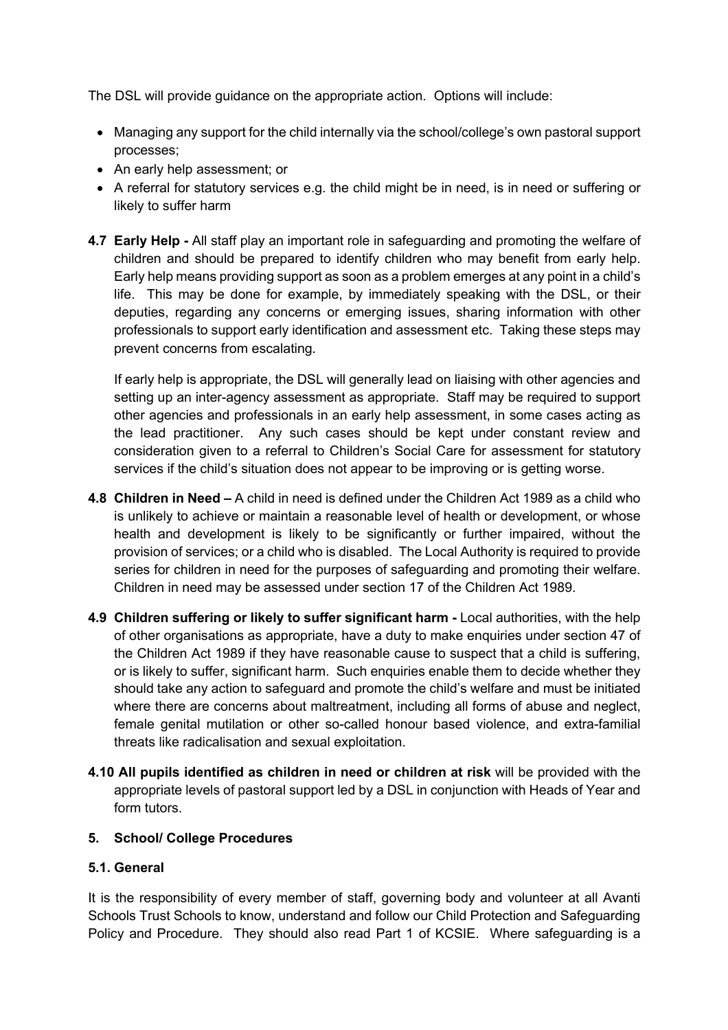The DSL will provide guidance on the appropriate action. Options will include:

- Managing any support for the child internally via the school/college's own pastoral support processes;
- An early help assessment; or
- A referral for statutory services e.g. the child might be in need, is in need or suffering or likely to suffer harm

**4.7 Early Help -** All staff play an important role in safeguarding and promoting the welfare of children and should be prepared to identify children who may benefit from early help. Early help means providing support as soon as a problem emerges at any point in a child's life. This may be done for example, by immediately speaking with the DSL, or their deputies, regarding any concerns or emerging issues, sharing information with other professionals to support early identification and assessment etc. Taking these steps may prevent concerns from escalating.

If early help is appropriate, the DSL will generally lead on liaising with other agencies and setting up an inter-agency assessment as appropriate. Staff may be required to support other agencies and professionals in an early help assessment, in some cases acting as the lead practitioner. Any such cases should be kept under constant review and consideration given to a referral to Children's Social Care for assessment for statutory services if the child's situation does not appear to be improving or is getting worse.

**4.8 Children in Need –** A child in need is defined under the Children Act 1989 as a child who is unlikely to achieve or maintain a reasonable level of health or development, or whose health and development is likely to be significantly or further impaired, without the provision of services; or a child who is disabled. The Local Authority is required to provide series for children in need for the purposes of safeguarding and promoting their welfare. Children in need may be assessed under section 17 of the Children Act 1989.

**4.9 Children suffering or likely to suffer significant harm -** Local authorities, with the help of other organisations as appropriate, have a duty to make enquiries under section 47 of the Children Act 1989 if they have reasonable cause to suspect that a child is suffering, or is likely to suffer, significant harm. Such enquiries enable them to decide whether they should take any action to safeguard and promote the child's welfare and must be initiated where there are concerns about maltreatment, including all forms of abuse and neglect, female genital mutilation or other so-called honour based violence, and extra-familial threats like radicalisation and sexual exploitation.

**4.10 All pupils identified as children in need or children at risk** will be provided with the appropriate levels of pastoral support led by a DSL in conjunction with Heads of Year and form tutors.

## 5. School/ College Procedures

### 5.1. General

It is the responsibility of every member of staff, governing body and volunteer at all Avanti Schools Trust Schools to know, understand and follow our Child Protection and Safeguarding Policy and Procedure. They should also read Part 1 of KCSIE. Where safeguarding is a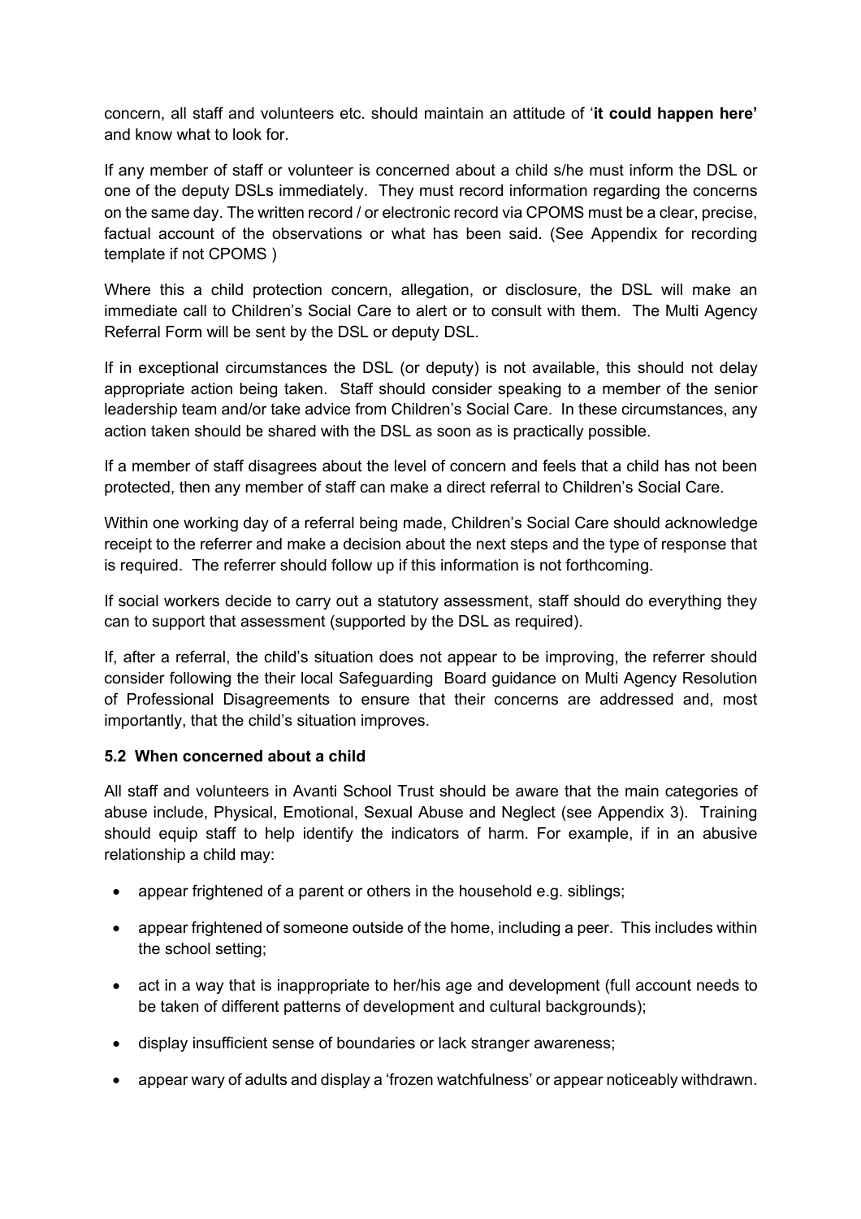concern, all staff and volunteers etc. should maintain an attitude of '**it could happen here'** and know what to look for.

If any member of staff or volunteer is concerned about a child s/he must inform the DSL or one of the deputy DSLs immediately. They must record information regarding the concerns on the same day. The written record / or electronic record via CPOMS must be a clear, precise, factual account of the observations or what has been said. (See Appendix for recording template if not CPOMS )

Where this a child protection concern, allegation, or disclosure, the DSL will make an immediate call to Children's Social Care to alert or to consult with them. The Multi Agency Referral Form will be sent by the DSL or deputy DSL.

If in exceptional circumstances the DSL (or deputy) is not available, this should not delay appropriate action being taken. Staff should consider speaking to a member of the senior leadership team and/or take advice from Children's Social Care. In these circumstances, any action taken should be shared with the DSL as soon as is practically possible.

If a member of staff disagrees about the level of concern and feels that a child has not been protected, then any member of staff can make a direct referral to Children's Social Care.

Within one working day of a referral being made, Children's Social Care should acknowledge receipt to the referrer and make a decision about the next steps and the type of response that is required. The referrer should follow up if this information is not forthcoming.

If social workers decide to carry out a statutory assessment, staff should do everything they can to support that assessment (supported by the DSL as required).

If, after a referral, the child's situation does not appear to be improving, the referrer should consider following the their local Safeguarding Board guidance on Multi Agency Resolution of Professional Disagreements to ensure that their concerns are addressed and, most importantly, that the child's situation improves.

### 5.2 When concerned about a child

All staff and volunteers in Avanti School Trust should be aware that the main categories of abuse include, Physical, Emotional, Sexual Abuse and Neglect (see Appendix 3). Training should equip staff to help identify the indicators of harm. For example, if in an abusive relationship a child may:

- appear frightened of a parent or others in the household e.g. siblings;
- appear frightened of someone outside of the home, including a peer. This includes within the school setting;
- act in a way that is inappropriate to her/his age and development (full account needs to be taken of different patterns of development and cultural backgrounds);
- display insufficient sense of boundaries or lack stranger awareness;
- appear wary of adults and display a 'frozen watchfulness' or appear noticeably withdrawn.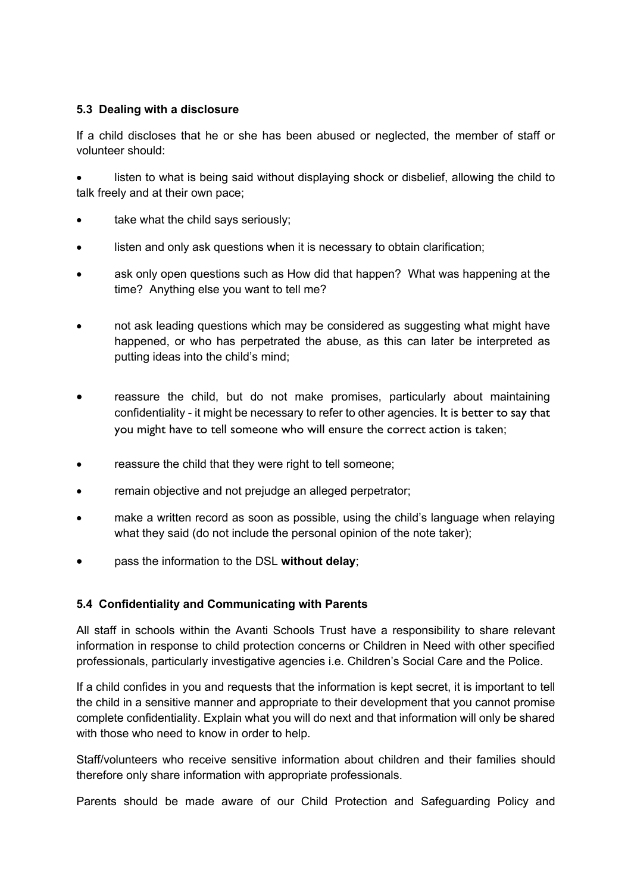### 5.3 Dealing with a disclosure

If a child discloses that he or she has been abused or neglected, the member of staff or volunteer should:

- listen to what is being said without displaying shock or disbelief, allowing the child to talk freely and at their own pace;
- take what the child says seriously;
- listen and only ask questions when it is necessary to obtain clarification;
- ask only open questions such as How did that happen? What was happening at the time? Anything else you want to tell me?
- not ask leading questions which may be considered as suggesting what might have happened, or who has perpetrated the abuse, as this can later be interpreted as putting ideas into the child's mind;
- reassure the child, but do not make promises, particularly about maintaining confidentiality - it might be necessary to refer to other agencies. It is better to say that you might have to tell someone who will ensure the correct action is taken;
- reassure the child that they were right to tell someone;
- remain objective and not prejudge an alleged perpetrator;
- make a written record as soon as possible, using the child's language when relaying what they said (do not include the personal opinion of the note taker);
- pass the information to the DSL **without delay**;

### 5.4 Confidentiality and Communicating with Parents

All staff in schools within the Avanti Schools Trust have a responsibility to share relevant information in response to child protection concerns or Children in Need with other specified professionals, particularly investigative agencies i.e. Children's Social Care and the Police.

If a child confides in you and requests that the information is kept secret, it is important to tell the child in a sensitive manner and appropriate to their development that you cannot promise complete confidentiality. Explain what you will do next and that information will only be shared with those who need to know in order to help.

Staff/volunteers who receive sensitive information about children and their families should therefore only share information with appropriate professionals.

Parents should be made aware of our Child Protection and Safeguarding Policy and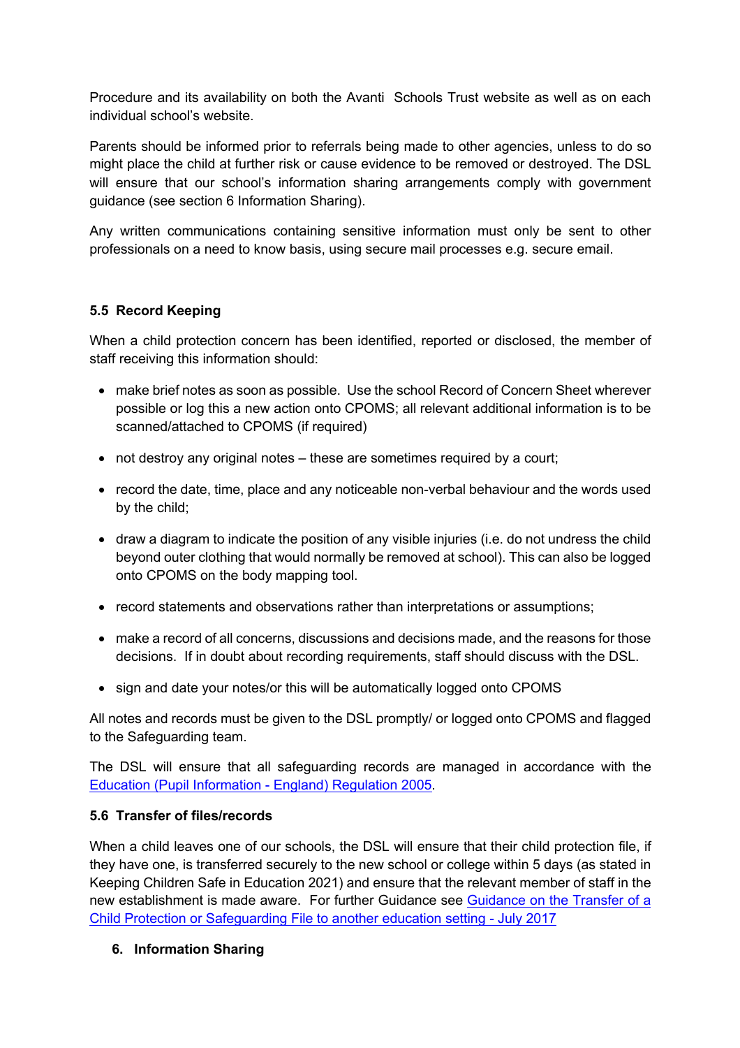Procedure and its availability on both the Avanti Schools Trust website as well as on each individual school's website.

Parents should be informed prior to referrals being made to other agencies, unless to do so might place the child at further risk or cause evidence to be removed or destroyed. The DSL will ensure that our school's information sharing arrangements comply with government guidance (see section 6 Information Sharing).

Any written communications containing sensitive information must only be sent to other professionals on a need to know basis, using secure mail processes e.g. secure email.

### 5.5 Record Keeping

When a child protection concern has been identified, reported or disclosed, the member of staff receiving this information should:

- make brief notes as soon as possible. Use the school Record of Concern Sheet wherever possible or log this a new action onto CPOMS; all relevant additional information is to be scanned/attached to CPOMS (if required)
- not destroy any original notes – these are sometimes required by a court;
- record the date, time, place and any noticeable non-verbal behaviour and the words used by the child;
- draw a diagram to indicate the position of any visible injuries (i.e. do not undress the child beyond outer clothing that would normally be removed at school). This can also be logged onto CPOMS on the body mapping tool.
- record statements and observations rather than interpretations or assumptions;
- make a record of all concerns, discussions and decisions made, and the reasons for those decisions. If in doubt about recording requirements, staff should discuss with the DSL.
- sign and date your notes/or this will be automatically logged onto CPOMS

All notes and records must be given to the DSL promptly/ or logged onto CPOMS and flagged to the Safeguarding team.

The DSL will ensure that all safeguarding records are managed in accordance with the [Education (Pupil Information - England) Regulation 2005](#).

### 5.6 Transfer of files/records

When a child leaves one of our schools, the DSL will ensure that their child protection file, if they have one, is transferred securely to the new school or college within 5 days (as stated in Keeping Children Safe in Education 2021) and ensure that the relevant member of staff in the new establishment is made aware. For further Guidance see [Guidance on the Transfer of a Child Protection or Safeguarding File to another education setting - July 2017](#)

## 6. Information Sharing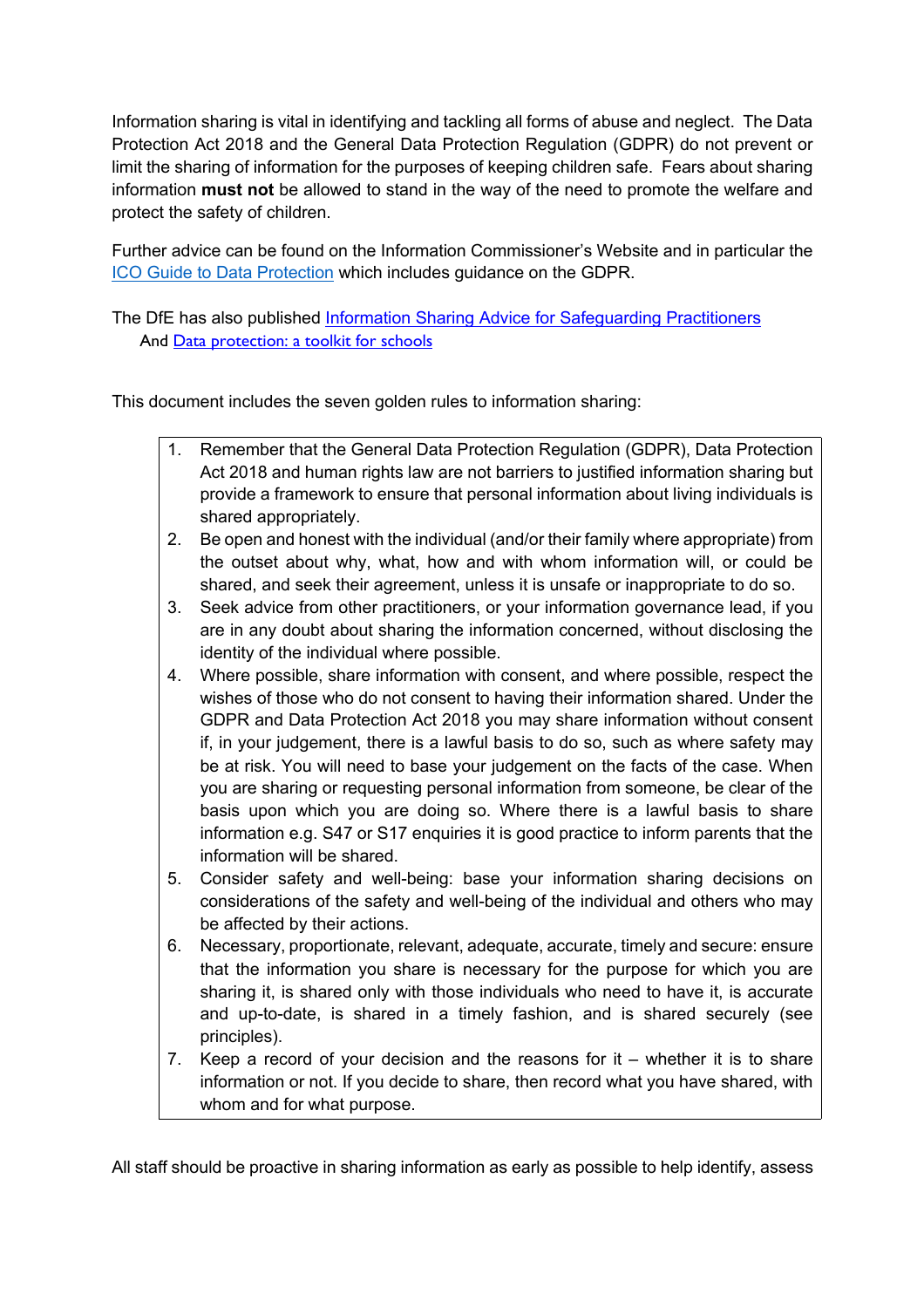Information sharing is vital in identifying and tackling all forms of abuse and neglect. The Data Protection Act 2018 and the General Data Protection Regulation (GDPR) do not prevent or limit the sharing of information for the purposes of keeping children safe. Fears about sharing information **must not** be allowed to stand in the way of the need to promote the welfare and protect the safety of children.

Further advice can be found on the Information Commissioner's Website and in particular the ICO Guide to Data Protection which includes guidance on the GDPR.

The DfE has also published Information Sharing Advice for Safeguarding Practitioners And Data protection: a toolkit for schools

This document includes the seven golden rules to information sharing:

1. Remember that the General Data Protection Regulation (GDPR), Data Protection Act 2018 and human rights law are not barriers to justified information sharing but provide a framework to ensure that personal information about living individuals is shared appropriately.
2. Be open and honest with the individual (and/or their family where appropriate) from the outset about why, what, how and with whom information will, or could be shared, and seek their agreement, unless it is unsafe or inappropriate to do so.
3. Seek advice from other practitioners, or your information governance lead, if you are in any doubt about sharing the information concerned, without disclosing the identity of the individual where possible.
4. Where possible, share information with consent, and where possible, respect the wishes of those who do not consent to having their information shared. Under the GDPR and Data Protection Act 2018 you may share information without consent if, in your judgement, there is a lawful basis to do so, such as where safety may be at risk. You will need to base your judgement on the facts of the case. When you are sharing or requesting personal information from someone, be clear of the basis upon which you are doing so. Where there is a lawful basis to share information e.g. S47 or S17 enquiries it is good practice to inform parents that the information will be shared.
5. Consider safety and well-being: base your information sharing decisions on considerations of the safety and well-being of the individual and others who may be affected by their actions.
6. Necessary, proportionate, relevant, adequate, accurate, timely and secure: ensure that the information you share is necessary for the purpose for which you are sharing it, is shared only with those individuals who need to have it, is accurate and up-to-date, is shared in a timely fashion, and is shared securely (see principles).
7. Keep a record of your decision and the reasons for it – whether it is to share information or not. If you decide to share, then record what you have shared, with whom and for what purpose.

All staff should be proactive in sharing information as early as possible to help identify, assess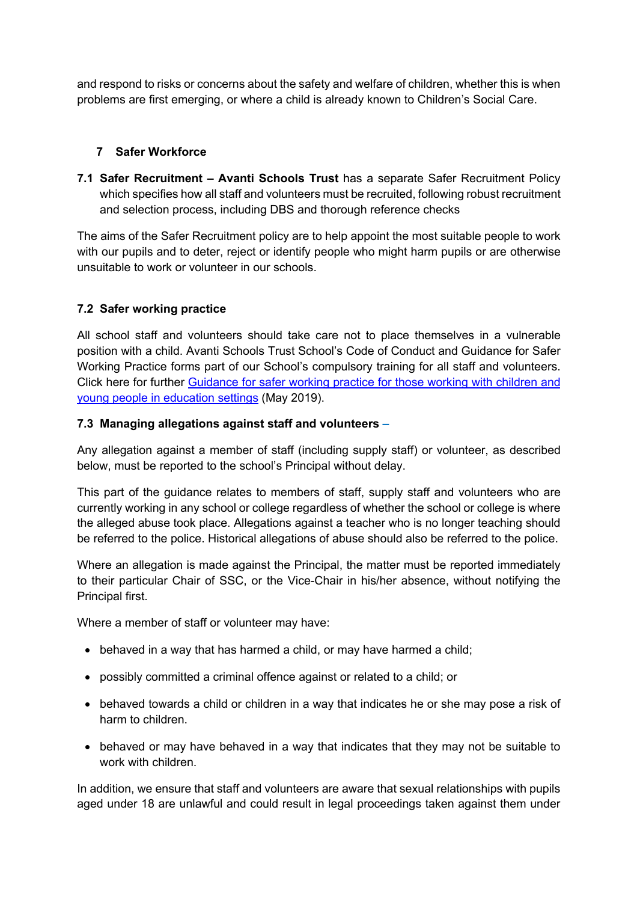and respond to risks or concerns about the safety and welfare of children, whether this is when problems are first emerging, or where a child is already known to Children's Social Care.

## 7 Safer Workforce

**7.1 Safer Recruitment – Avanti Schools Trust** has a separate Safer Recruitment Policy which specifies how all staff and volunteers must be recruited, following robust recruitment and selection process, including DBS and thorough reference checks

The aims of the Safer Recruitment policy are to help appoint the most suitable people to work with our pupils and to deter, reject or identify people who might harm pupils or are otherwise unsuitable to work or volunteer in our schools.

### 7.2 Safer working practice

All school staff and volunteers should take care not to place themselves in a vulnerable position with a child. Avanti Schools Trust School's Code of Conduct and Guidance for Safer Working Practice forms part of our School's compulsory training for all staff and volunteers. Click here for further Guidance for safer working practice for those working with children and young people in education settings (May 2019).

### 7.3 Managing allegations against staff and volunteers –

Any allegation against a member of staff (including supply staff) or volunteer, as described below, must be reported to the school's Principal without delay.

This part of the guidance relates to members of staff, supply staff and volunteers who are currently working in any school or college regardless of whether the school or college is where the alleged abuse took place. Allegations against a teacher who is no longer teaching should be referred to the police. Historical allegations of abuse should also be referred to the police.

Where an allegation is made against the Principal, the matter must be reported immediately to their particular Chair of SSC, or the Vice-Chair in his/her absence, without notifying the Principal first.

Where a member of staff or volunteer may have:

- behaved in a way that has harmed a child, or may have harmed a child;
- possibly committed a criminal offence against or related to a child; or
- behaved towards a child or children in a way that indicates he or she may pose a risk of harm to children.
- behaved or may have behaved in a way that indicates that they may not be suitable to work with children.

In addition, we ensure that staff and volunteers are aware that sexual relationships with pupils aged under 18 are unlawful and could result in legal proceedings taken against them under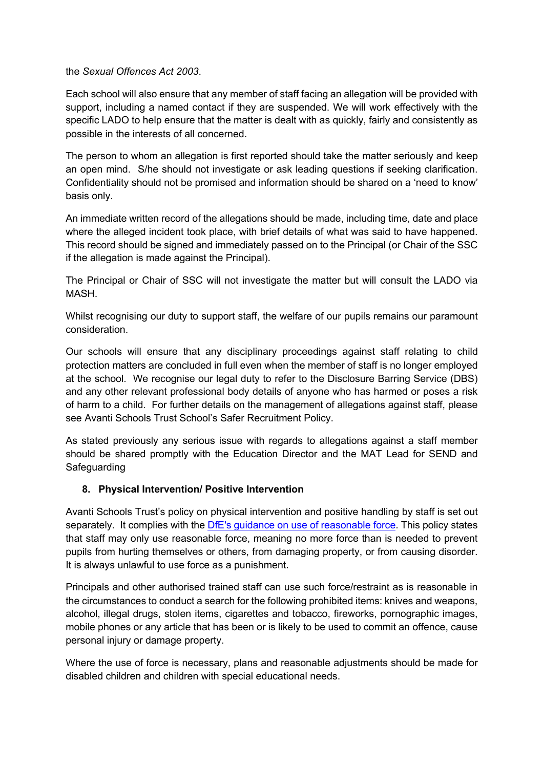the *Sexual Offences Act 2003.*

Each school will also ensure that any member of staff facing an allegation will be provided with support, including a named contact if they are suspended. We will work effectively with the specific LADO to help ensure that the matter is dealt with as quickly, fairly and consistently as possible in the interests of all concerned.

The person to whom an allegation is first reported should take the matter seriously and keep an open mind. S/he should not investigate or ask leading questions if seeking clarification. Confidentiality should not be promised and information should be shared on a 'need to know' basis only.

An immediate written record of the allegations should be made, including time, date and place where the alleged incident took place, with brief details of what was said to have happened. This record should be signed and immediately passed on to the Principal (or Chair of the SSC if the allegation is made against the Principal).

The Principal or Chair of SSC will not investigate the matter but will consult the LADO via MASH.

Whilst recognising our duty to support staff, the welfare of our pupils remains our paramount consideration.

Our schools will ensure that any disciplinary proceedings against staff relating to child protection matters are concluded in full even when the member of staff is no longer employed at the school. We recognise our legal duty to refer to the Disclosure Barring Service (DBS) and any other relevant professional body details of anyone who has harmed or poses a risk of harm to a child. For further details on the management of allegations against staff, please see Avanti Schools Trust School's Safer Recruitment Policy.

As stated previously any serious issue with regards to allegations against a staff member should be shared promptly with the Education Director and the MAT Lead for SEND and Safeguarding

## 8. Physical Intervention/ Positive Intervention

Avanti Schools Trust's policy on physical intervention and positive handling by staff is set out separately. It complies with the [DfE's guidance on use of reasonable force](). This policy states that staff may only use reasonable force, meaning no more force than is needed to prevent pupils from hurting themselves or others, from damaging property, or from causing disorder. It is always unlawful to use force as a punishment.

Principals and other authorised trained staff can use such force/restraint as is reasonable in the circumstances to conduct a search for the following prohibited items: knives and weapons, alcohol, illegal drugs, stolen items, cigarettes and tobacco, fireworks, pornographic images, mobile phones or any article that has been or is likely to be used to commit an offence, cause personal injury or damage property.

Where the use of force is necessary, plans and reasonable adjustments should be made for disabled children and children with special educational needs.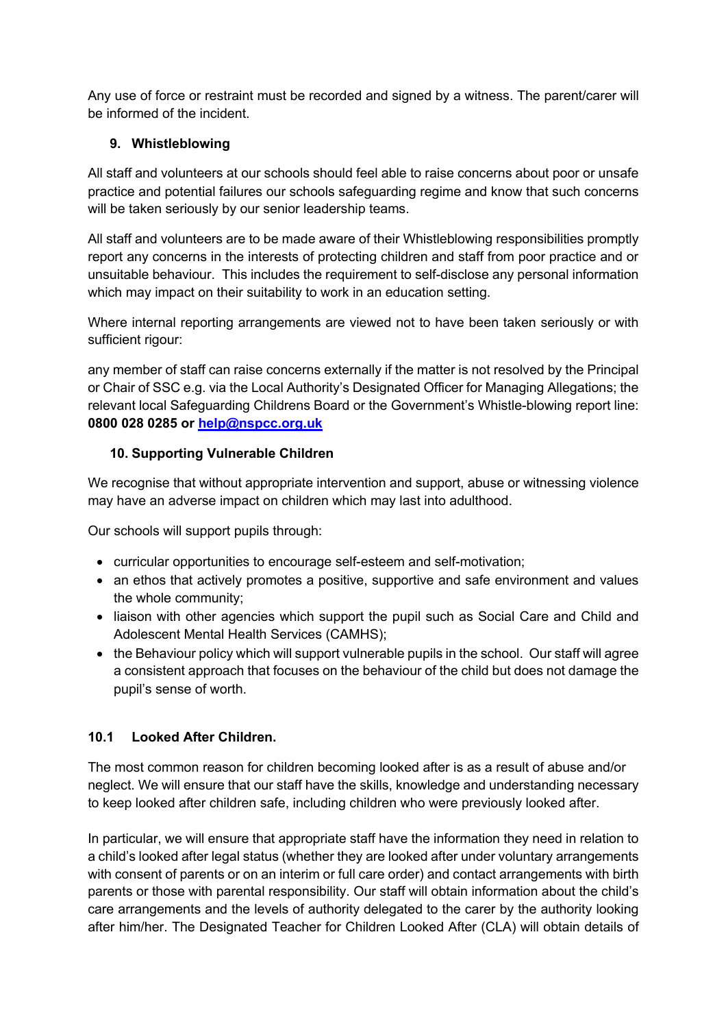Any use of force or restraint must be recorded and signed by a witness. The parent/carer will be informed of the incident.

## 9. Whistleblowing

All staff and volunteers at our schools should feel able to raise concerns about poor or unsafe practice and potential failures our schools safeguarding regime and know that such concerns will be taken seriously by our senior leadership teams.

All staff and volunteers are to be made aware of their Whistleblowing responsibilities promptly report any concerns in the interests of protecting children and staff from poor practice and or unsuitable behaviour. This includes the requirement to self-disclose any personal information which may impact on their suitability to work in an education setting.

Where internal reporting arrangements are viewed not to have been taken seriously or with sufficient rigour:

any member of staff can raise concerns externally if the matter is not resolved by the Principal or Chair of SSC e.g. via the Local Authority's Designated Officer for Managing Allegations; the relevant local Safeguarding Childrens Board or the Government's Whistle-blowing report line: **0800 028 0285 or [help@nspcc.org.uk](mailto:help@nspcc.org.uk)**

## 10. Supporting Vulnerable Children

We recognise that without appropriate intervention and support, abuse or witnessing violence may have an adverse impact on children which may last into adulthood.

Our schools will support pupils through:

- curricular opportunities to encourage self-esteem and self-motivation;
- an ethos that actively promotes a positive, supportive and safe environment and values the whole community;
- liaison with other agencies which support the pupil such as Social Care and Child and Adolescent Mental Health Services (CAMHS);
- the Behaviour policy which will support vulnerable pupils in the school. Our staff will agree a consistent approach that focuses on the behaviour of the child but does not damage the pupil's sense of worth.

### 10.1 Looked After Children.

The most common reason for children becoming looked after is as a result of abuse and/or neglect. We will ensure that our staff have the skills, knowledge and understanding necessary to keep looked after children safe, including children who were previously looked after.

In particular, we will ensure that appropriate staff have the information they need in relation to a child's looked after legal status (whether they are looked after under voluntary arrangements with consent of parents or on an interim or full care order) and contact arrangements with birth parents or those with parental responsibility. Our staff will obtain information about the child's care arrangements and the levels of authority delegated to the carer by the authority looking after him/her. The Designated Teacher for Children Looked After (CLA) will obtain details of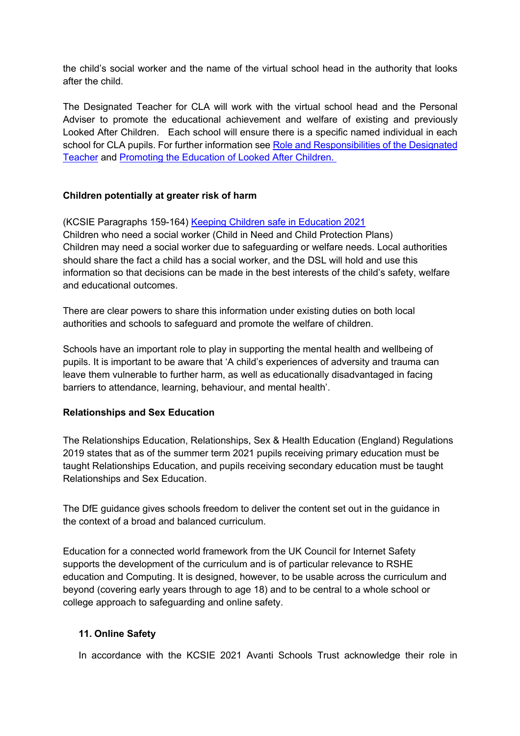the child's social worker and the name of the virtual school head in the authority that looks after the child.

The Designated Teacher for CLA will work with the virtual school head and the Personal Adviser to promote the educational achievement and welfare of existing and previously Looked After Children. Each school will ensure there is a specific named individual in each school for CLA pupils. For further information see Role and Responsibilities of the Designated Teacher and Promoting the Education of Looked After Children.

**Children potentially at greater risk of harm**

(KCSIE Paragraphs 159-164) Keeping Children safe in Education 2021
Children who need a social worker (Child in Need and Child Protection Plans)
Children may need a social worker due to safeguarding or welfare needs. Local authorities should share the fact a child has a social worker, and the DSL will hold and use this information so that decisions can be made in the best interests of the child's safety, welfare and educational outcomes.

There are clear powers to share this information under existing duties on both local authorities and schools to safeguard and promote the welfare of children.

Schools have an important role to play in supporting the mental health and wellbeing of pupils. It is important to be aware that 'A child's experiences of adversity and trauma can leave them vulnerable to further harm, as well as educationally disadvantaged in facing barriers to attendance, learning, behaviour, and mental health'.

**Relationships and Sex Education**

The Relationships Education, Relationships, Sex & Health Education (England) Regulations 2019 states that as of the summer term 2021 pupils receiving primary education must be taught Relationships Education, and pupils receiving secondary education must be taught Relationships and Sex Education.

The DfE guidance gives schools freedom to deliver the content set out in the guidance in the context of a broad and balanced curriculum.

Education for a connected world framework from the UK Council for Internet Safety supports the development of the curriculum and is of particular relevance to RSHE education and Computing. It is designed, however, to be usable across the curriculum and beyond (covering early years through to age 18) and to be central to a whole school or college approach to safeguarding and online safety.

## 11. Online Safety

In accordance with the KCSIE 2021 Avanti Schools Trust acknowledge their role in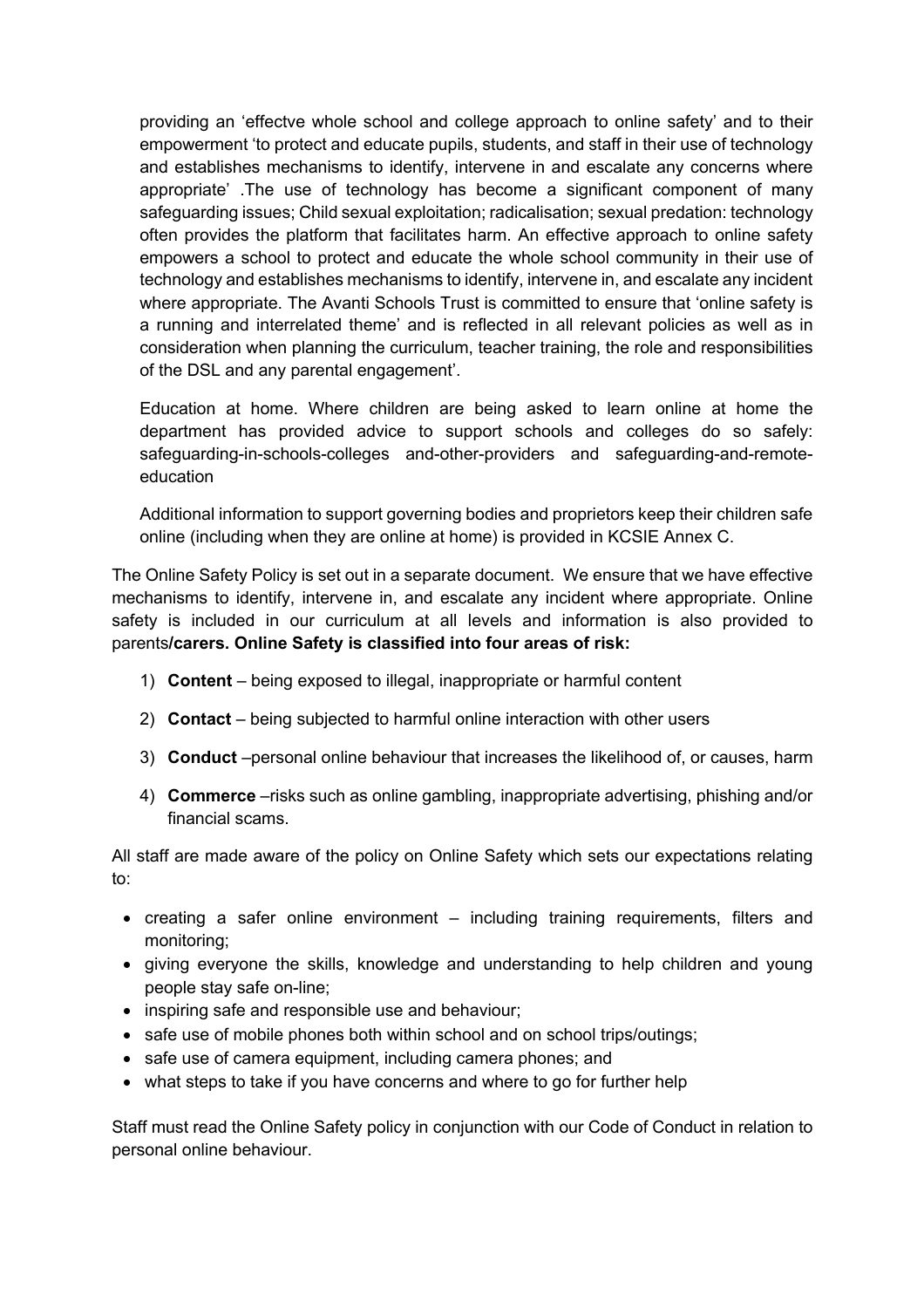providing an 'effectve whole school and college approach to online safety' and to their empowerment 'to protect and educate pupils, students, and staff in their use of technology and establishes mechanisms to identify, intervene in and escalate any concerns where appropriate' .The use of technology has become a significant component of many safeguarding issues; Child sexual exploitation; radicalisation; sexual predation: technology often provides the platform that facilitates harm. An effective approach to online safety empowers a school to protect and educate the whole school community in their use of technology and establishes mechanisms to identify, intervene in, and escalate any incident where appropriate. The Avanti Schools Trust is committed to ensure that 'online safety is a running and interrelated theme' and is reflected in all relevant policies as well as in consideration when planning the curriculum, teacher training, the role and responsibilities of the DSL and any parental engagement'.

Education at home. Where children are being asked to learn online at home the department has provided advice to support schools and colleges do so safely: safeguarding-in-schools-colleges and-other-providers and safeguarding-and-remote-education

Additional information to support governing bodies and proprietors keep their children safe online (including when they are online at home) is provided in KCSIE Annex C.

The Online Safety Policy is set out in a separate document. We ensure that we have effective mechanisms to identify, intervene in, and escalate any incident where appropriate. Online safety is included in our curriculum at all levels and information is also provided to parents**/carers. Online Safety is classified into four areas of risk:**

1) **Content** – being exposed to illegal, inappropriate or harmful content
2) **Contact** – being subjected to harmful online interaction with other users
3) **Conduct** –personal online behaviour that increases the likelihood of, or causes, harm
4) **Commerce** –risks such as online gambling, inappropriate advertising, phishing and/or financial scams.

All staff are made aware of the policy on Online Safety which sets our expectations relating to:

- creating a safer online environment – including training requirements, filters and monitoring;
- giving everyone the skills, knowledge and understanding to help children and young people stay safe on-line;
- inspiring safe and responsible use and behaviour;
- safe use of mobile phones both within school and on school trips/outings;
- safe use of camera equipment, including camera phones; and
- what steps to take if you have concerns and where to go for further help

Staff must read the Online Safety policy in conjunction with our Code of Conduct in relation to personal online behaviour.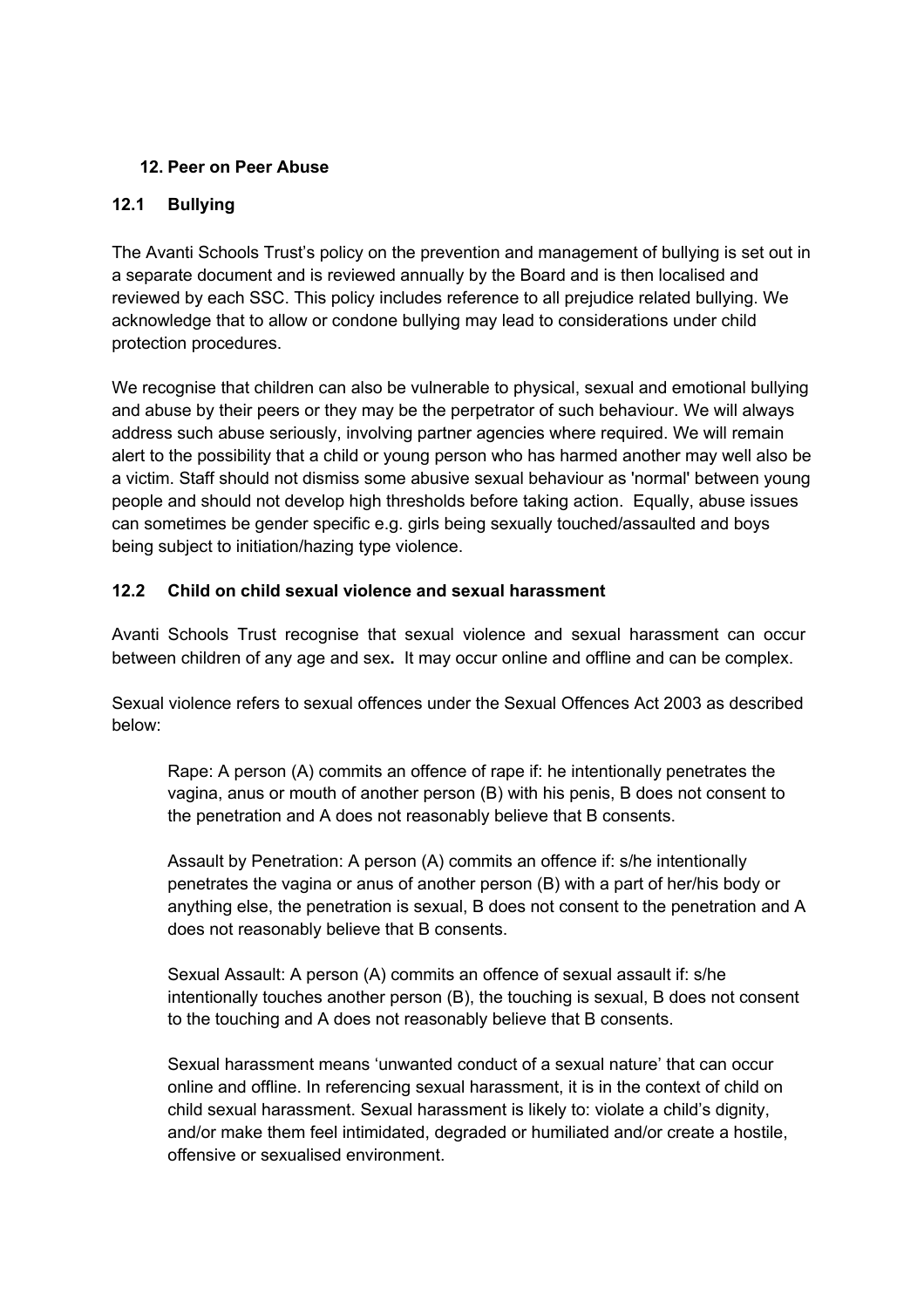## 12. Peer on Peer Abuse

### 12.1 Bullying

The Avanti Schools Trust's policy on the prevention and management of bullying is set out in a separate document and is reviewed annually by the Board and is then localised and reviewed by each SSC. This policy includes reference to all prejudice related bullying. We acknowledge that to allow or condone bullying may lead to considerations under child protection procedures.

We recognise that children can also be vulnerable to physical, sexual and emotional bullying and abuse by their peers or they may be the perpetrator of such behaviour. We will always address such abuse seriously, involving partner agencies where required. We will remain alert to the possibility that a child or young person who has harmed another may well also be a victim. Staff should not dismiss some abusive sexual behaviour as 'normal' between young people and should not develop high thresholds before taking action. Equally, abuse issues can sometimes be gender specific e.g. girls being sexually touched/assaulted and boys being subject to initiation/hazing type violence.

### 12.2 Child on child sexual violence and sexual harassment

Avanti Schools Trust recognise that sexual violence and sexual harassment can occur between children of any age and sex**.** It may occur online and offline and can be complex.

Sexual violence refers to sexual offences under the Sexual Offences Act 2003 as described below:

> Rape: A person (A) commits an offence of rape if: he intentionally penetrates the vagina, anus or mouth of another person (B) with his penis, B does not consent to the penetration and A does not reasonably believe that B consents.
>
> Assault by Penetration: A person (A) commits an offence if: s/he intentionally penetrates the vagina or anus of another person (B) with a part of her/his body or anything else, the penetration is sexual, B does not consent to the penetration and A does not reasonably believe that B consents.
>
> Sexual Assault: A person (A) commits an offence of sexual assault if: s/he intentionally touches another person (B), the touching is sexual, B does not consent to the touching and A does not reasonably believe that B consents.
>
> Sexual harassment means 'unwanted conduct of a sexual nature' that can occur online and offline. In referencing sexual harassment, it is in the context of child on child sexual harassment. Sexual harassment is likely to: violate a child's dignity, and/or make them feel intimidated, degraded or humiliated and/or create a hostile, offensive or sexualised environment.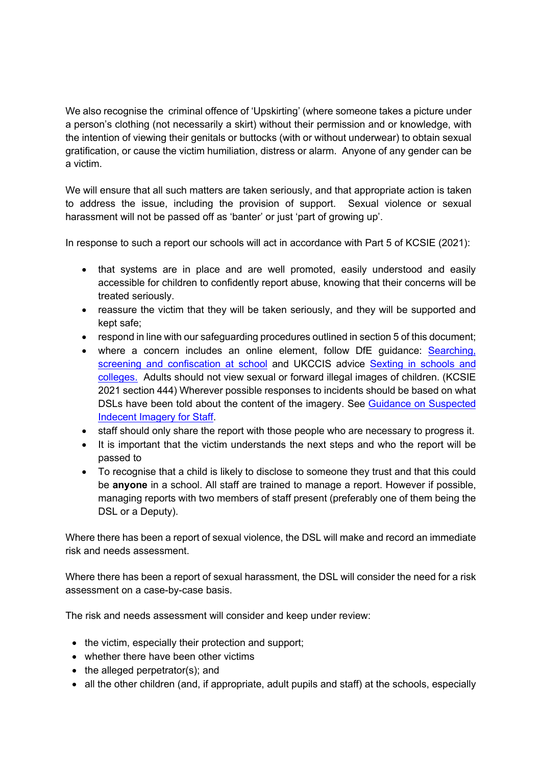We also recognise the criminal offence of 'Upskirting' (where someone takes a picture under a person's clothing (not necessarily a skirt) without their permission and or knowledge, with the intention of viewing their genitals or buttocks (with or without underwear) to obtain sexual gratification, or cause the victim humiliation, distress or alarm. Anyone of any gender can be a victim.

We will ensure that all such matters are taken seriously, and that appropriate action is taken to address the issue, including the provision of support. Sexual violence or sexual harassment will not be passed off as 'banter' or just 'part of growing up'.

In response to such a report our schools will act in accordance with Part 5 of KCSIE (2021):

- that systems are in place and are well promoted, easily understood and easily accessible for children to confidently report abuse, knowing that their concerns will be treated seriously.
- reassure the victim that they will be taken seriously, and they will be supported and kept safe;
- respond in line with our safeguarding procedures outlined in section 5 of this document;
- where a concern includes an online element, follow DfE guidance: Searching, screening and confiscation at school and UKCCIS advice Sexting in schools and colleges. Adults should not view sexual or forward illegal images of children. (KCSIE 2021 section 444) Wherever possible responses to incidents should be based on what DSLs have been told about the content of the imagery. See Guidance on Suspected Indecent Imagery for Staff.
- staff should only share the report with those people who are necessary to progress it.
- It is important that the victim understands the next steps and who the report will be passed to
- To recognise that a child is likely to disclose to someone they trust and that this could be **anyone** in a school. All staff are trained to manage a report. However if possible, managing reports with two members of staff present (preferably one of them being the DSL or a Deputy).

Where there has been a report of sexual violence, the DSL will make and record an immediate risk and needs assessment.

Where there has been a report of sexual harassment, the DSL will consider the need for a risk assessment on a case-by-case basis.

The risk and needs assessment will consider and keep under review:

- the victim, especially their protection and support;
- whether there have been other victims
- the alleged perpetrator(s); and
- all the other children (and, if appropriate, adult pupils and staff) at the schools, especially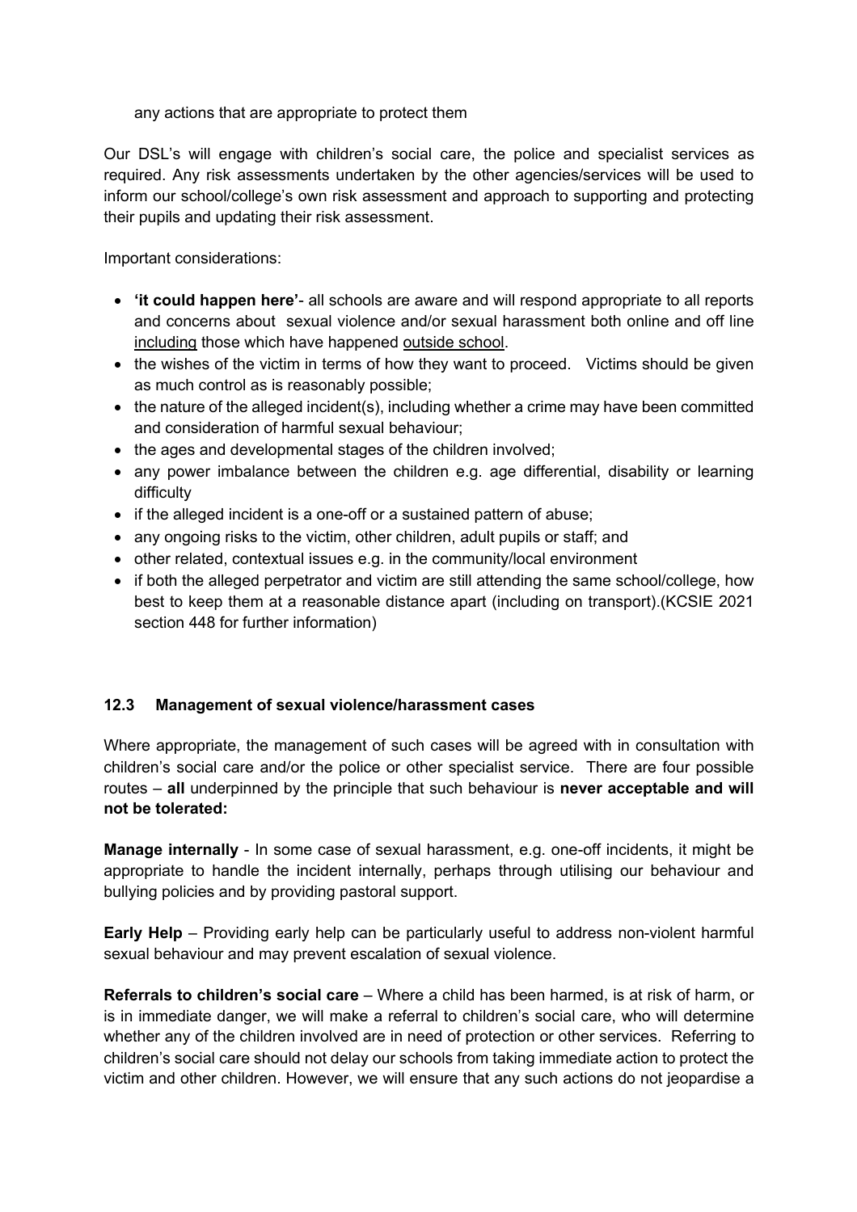any actions that are appropriate to protect them

Our DSL's will engage with children's social care, the police and specialist services as required. Any risk assessments undertaken by the other agencies/services will be used to inform our school/college's own risk assessment and approach to supporting and protecting their pupils and updating their risk assessment.

Important considerations:

- **'it could happen here'**- all schools are aware and will respond appropriate to all reports and concerns about sexual violence and/or sexual harassment both online and off line including those which have happened outside school.
- the wishes of the victim in terms of how they want to proceed. Victims should be given as much control as is reasonably possible;
- the nature of the alleged incident(s), including whether a crime may have been committed and consideration of harmful sexual behaviour;
- the ages and developmental stages of the children involved;
- any power imbalance between the children e.g. age differential, disability or learning difficulty
- if the alleged incident is a one-off or a sustained pattern of abuse;
- any ongoing risks to the victim, other children, adult pupils or staff; and
- other related, contextual issues e.g. in the community/local environment
- if both the alleged perpetrator and victim are still attending the same school/college, how best to keep them at a reasonable distance apart (including on transport).(KCSIE 2021 section 448 for further information)

### 12.3 Management of sexual violence/harassment cases

Where appropriate, the management of such cases will be agreed with in consultation with children's social care and/or the police or other specialist service. There are four possible routes – **all** underpinned by the principle that such behaviour is **never acceptable and will not be tolerated:**

**Manage internally** - In some case of sexual harassment, e.g. one-off incidents, it might be appropriate to handle the incident internally, perhaps through utilising our behaviour and bullying policies and by providing pastoral support.

**Early Help** – Providing early help can be particularly useful to address non-violent harmful sexual behaviour and may prevent escalation of sexual violence.

**Referrals to children's social care** – Where a child has been harmed, is at risk of harm, or is in immediate danger, we will make a referral to children's social care, who will determine whether any of the children involved are in need of protection or other services. Referring to children's social care should not delay our schools from taking immediate action to protect the victim and other children. However, we will ensure that any such actions do not jeopardise a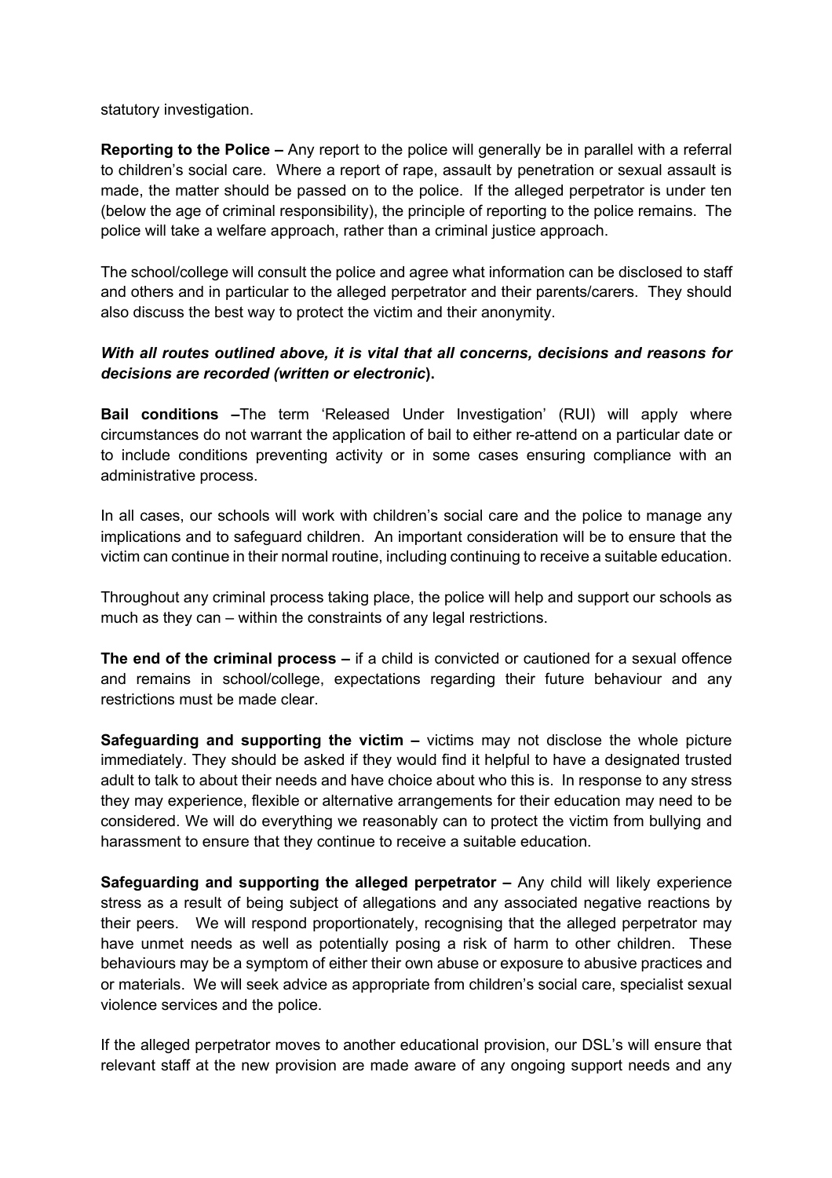statutory investigation.

**Reporting to the Police –** Any report to the police will generally be in parallel with a referral to children's social care. Where a report of rape, assault by penetration or sexual assault is made, the matter should be passed on to the police. If the alleged perpetrator is under ten (below the age of criminal responsibility), the principle of reporting to the police remains. The police will take a welfare approach, rather than a criminal justice approach.

The school/college will consult the police and agree what information can be disclosed to staff and others and in particular to the alleged perpetrator and their parents/carers. They should also discuss the best way to protect the victim and their anonymity.

***With all routes outlined above, it is vital that all concerns, decisions and reasons for decisions are recorded (written or electronic*).**

**Bail conditions –**The term 'Released Under Investigation' (RUI) will apply where circumstances do not warrant the application of bail to either re-attend on a particular date or to include conditions preventing activity or in some cases ensuring compliance with an administrative process.

In all cases, our schools will work with children's social care and the police to manage any implications and to safeguard children. An important consideration will be to ensure that the victim can continue in their normal routine, including continuing to receive a suitable education.

Throughout any criminal process taking place, the police will help and support our schools as much as they can – within the constraints of any legal restrictions.

**The end of the criminal process –** if a child is convicted or cautioned for a sexual offence and remains in school/college, expectations regarding their future behaviour and any restrictions must be made clear.

**Safeguarding and supporting the victim –** victims may not disclose the whole picture immediately. They should be asked if they would find it helpful to have a designated trusted adult to talk to about their needs and have choice about who this is. In response to any stress they may experience, flexible or alternative arrangements for their education may need to be considered. We will do everything we reasonably can to protect the victim from bullying and harassment to ensure that they continue to receive a suitable education.

**Safeguarding and supporting the alleged perpetrator –** Any child will likely experience stress as a result of being subject of allegations and any associated negative reactions by their peers. We will respond proportionately, recognising that the alleged perpetrator may have unmet needs as well as potentially posing a risk of harm to other children. These behaviours may be a symptom of either their own abuse or exposure to abusive practices and or materials. We will seek advice as appropriate from children's social care, specialist sexual violence services and the police.

If the alleged perpetrator moves to another educational provision, our DSL's will ensure that relevant staff at the new provision are made aware of any ongoing support needs and any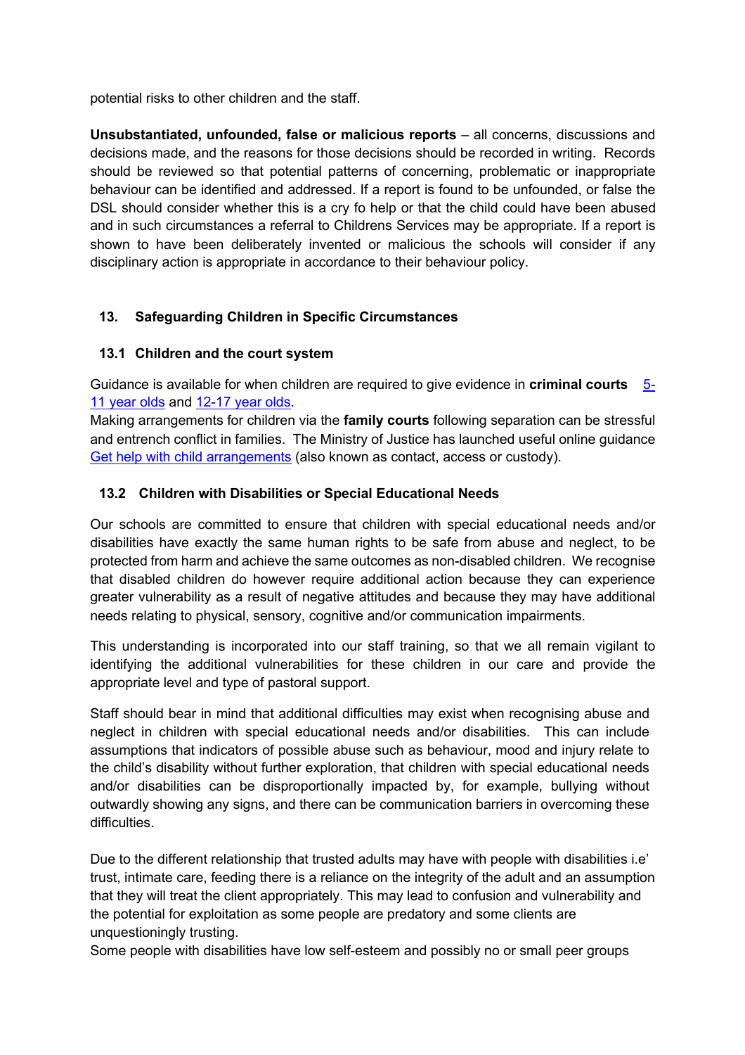potential risks to other children and the staff.

**Unsubstantiated, unfounded, false or malicious reports** – all concerns, discussions and decisions made, and the reasons for those decisions should be recorded in writing. Records should be reviewed so that potential patterns of concerning, problematic or inappropriate behaviour can be identified and addressed. If a report is found to be unfounded, or false the DSL should consider whether this is a cry fo help or that the child could have been abused and in such circumstances a referral to Childrens Services may be appropriate. If a report is shown to have been deliberately invented or malicious the schools will consider if any disciplinary action is appropriate in accordance to their behaviour policy.

## 13. Safeguarding Children in Specific Circumstances

### 13.1 Children and the court system

Guidance is available for when children are required to give evidence in **criminal courts** 5-11 year olds and 12-17 year olds.

Making arrangements for children via the **family courts** following separation can be stressful and entrench conflict in families. The Ministry of Justice has launched useful online guidance Get help with child arrangements (also known as contact, access or custody).

### 13.2 Children with Disabilities or Special Educational Needs

Our schools are committed to ensure that children with special educational needs and/or disabilities have exactly the same human rights to be safe from abuse and neglect, to be protected from harm and achieve the same outcomes as non-disabled children. We recognise that disabled children do however require additional action because they can experience greater vulnerability as a result of negative attitudes and because they may have additional needs relating to physical, sensory, cognitive and/or communication impairments.

This understanding is incorporated into our staff training, so that we all remain vigilant to identifying the additional vulnerabilities for these children in our care and provide the appropriate level and type of pastoral support.

Staff should bear in mind that additional difficulties may exist when recognising abuse and neglect in children with special educational needs and/or disabilities. This can include assumptions that indicators of possible abuse such as behaviour, mood and injury relate to the child's disability without further exploration, that children with special educational needs and/or disabilities can be disproportionally impacted by, for example, bullying without outwardly showing any signs, and there can be communication barriers in overcoming these difficulties.

Due to the different relationship that trusted adults may have with people with disabilities i.e' trust, intimate care, feeding there is a reliance on the integrity of the adult and an assumption that they will treat the client appropriately. This may lead to confusion and vulnerability and the potential for exploitation as some people are predatory and some clients are unquestioningly trusting.

Some people with disabilities have low self-esteem and possibly no or small peer groups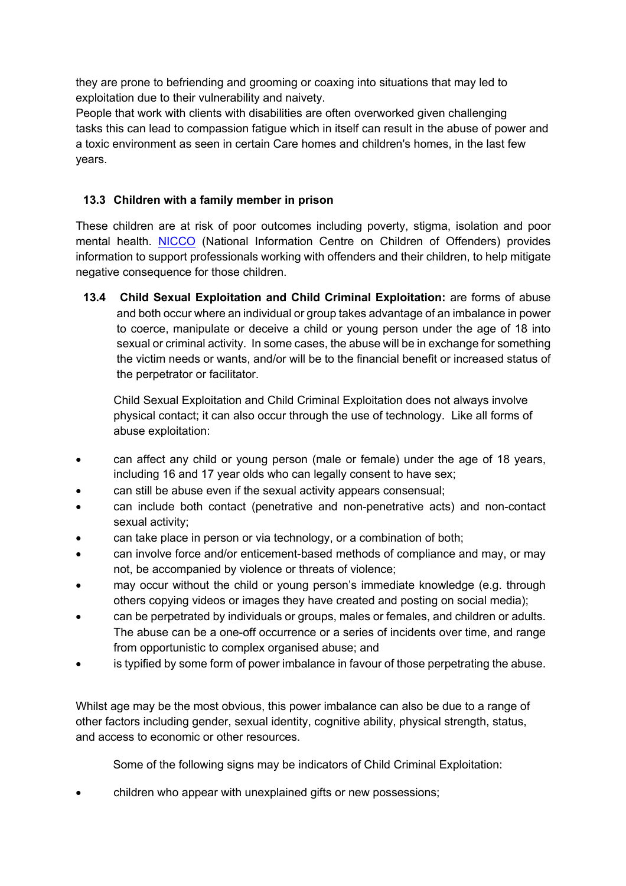they are prone to befriending and grooming or coaxing into situations that may led to exploitation due to their vulnerability and naivety.
People that work with clients with disabilities are often overworked given challenging tasks this can lead to compassion fatigue which in itself can result in the abuse of power and a toxic environment as seen in certain Care homes and children's homes, in the last few years.

### 13.3 Children with a family member in prison

These children are at risk of poor outcomes including poverty, stigma, isolation and poor mental health. NICCO (National Information Centre on Children of Offenders) provides information to support professionals working with offenders and their children, to help mitigate negative consequence for those children.

**13.4 Child Sexual Exploitation and Child Criminal Exploitation:** are forms of abuse and both occur where an individual or group takes advantage of an imbalance in power to coerce, manipulate or deceive a child or young person under the age of 18 into sexual or criminal activity. In some cases, the abuse will be in exchange for something the victim needs or wants, and/or will be to the financial benefit or increased status of the perpetrator or facilitator.

Child Sexual Exploitation and Child Criminal Exploitation does not always involve physical contact; it can also occur through the use of technology. Like all forms of abuse exploitation:

- can affect any child or young person (male or female) under the age of 18 years, including 16 and 17 year olds who can legally consent to have sex;
- can still be abuse even if the sexual activity appears consensual;
- can include both contact (penetrative and non-penetrative acts) and non-contact sexual activity;
- can take place in person or via technology, or a combination of both;
- can involve force and/or enticement-based methods of compliance and may, or may not, be accompanied by violence or threats of violence;
- may occur without the child or young person's immediate knowledge (e.g. through others copying videos or images they have created and posting on social media);
- can be perpetrated by individuals or groups, males or females, and children or adults. The abuse can be a one-off occurrence or a series of incidents over time, and range from opportunistic to complex organised abuse; and
- is typified by some form of power imbalance in favour of those perpetrating the abuse.

Whilst age may be the most obvious, this power imbalance can also be due to a range of other factors including gender, sexual identity, cognitive ability, physical strength, status, and access to economic or other resources.

Some of the following signs may be indicators of Child Criminal Exploitation:

- children who appear with unexplained gifts or new possessions;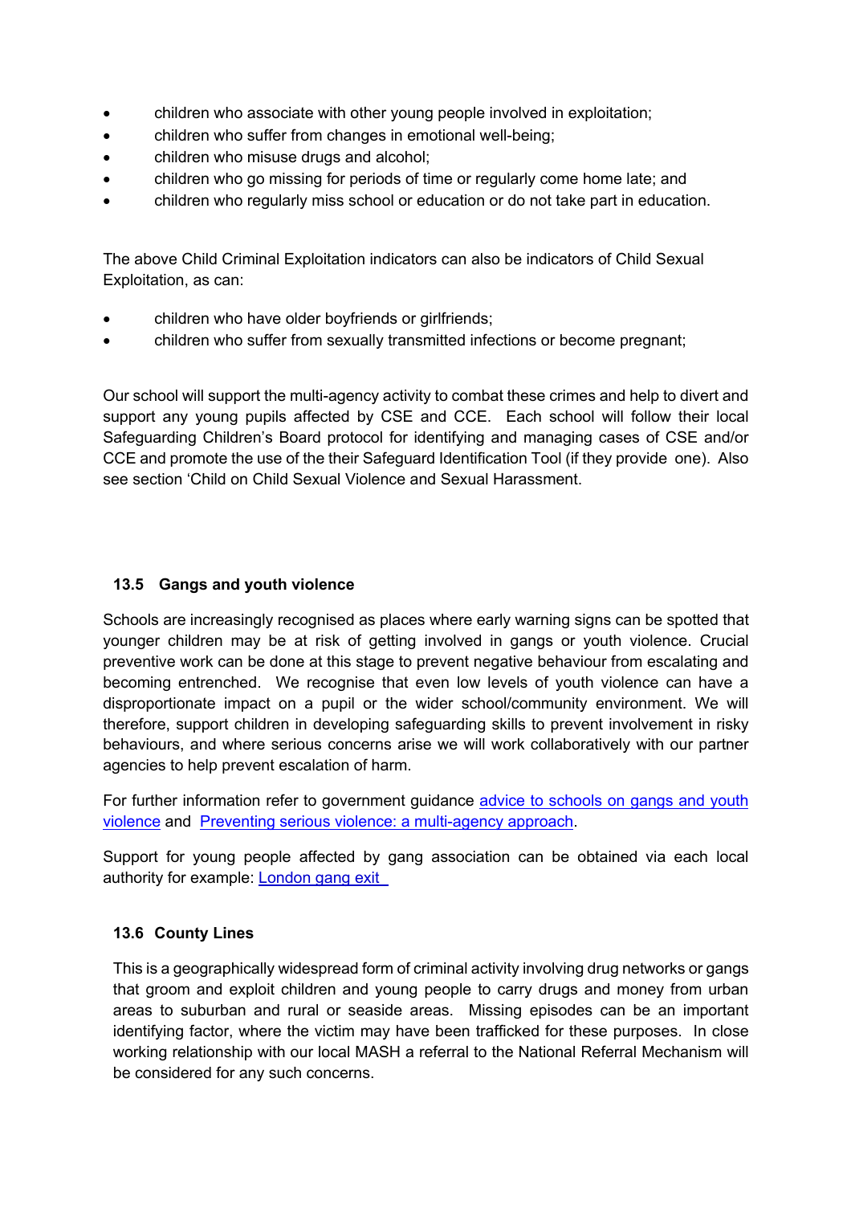- children who associate with other young people involved in exploitation;
- children who suffer from changes in emotional well-being;
- children who misuse drugs and alcohol;
- children who go missing for periods of time or regularly come home late; and
- children who regularly miss school or education or do not take part in education.

The above Child Criminal Exploitation indicators can also be indicators of Child Sexual Exploitation, as can:

- children who have older boyfriends or girlfriends;
- children who suffer from sexually transmitted infections or become pregnant;

Our school will support the multi-agency activity to combat these crimes and help to divert and support any young pupils affected by CSE and CCE. Each school will follow their local Safeguarding Children's Board protocol for identifying and managing cases of CSE and/or CCE and promote the use of the their Safeguard Identification Tool (if they provide one). Also see section 'Child on Child Sexual Violence and Sexual Harassment.

### 13.5 Gangs and youth violence

Schools are increasingly recognised as places where early warning signs can be spotted that younger children may be at risk of getting involved in gangs or youth violence. Crucial preventive work can be done at this stage to prevent negative behaviour from escalating and becoming entrenched. We recognise that even low levels of youth violence can have a disproportionate impact on a pupil or the wider school/community environment. We will therefore, support children in developing safeguarding skills to prevent involvement in risky behaviours, and where serious concerns arise we will work collaboratively with our partner agencies to help prevent escalation of harm.

For further information refer to government guidance advice to schools on gangs and youth violence and Preventing serious violence: a multi-agency approach.

Support for young people affected by gang association can be obtained via each local authority for example: London gang exit

### 13.6 County Lines

This is a geographically widespread form of criminal activity involving drug networks or gangs that groom and exploit children and young people to carry drugs and money from urban areas to suburban and rural or seaside areas. Missing episodes can be an important identifying factor, where the victim may have been trafficked for these purposes. In close working relationship with our local MASH a referral to the National Referral Mechanism will be considered for any such concerns.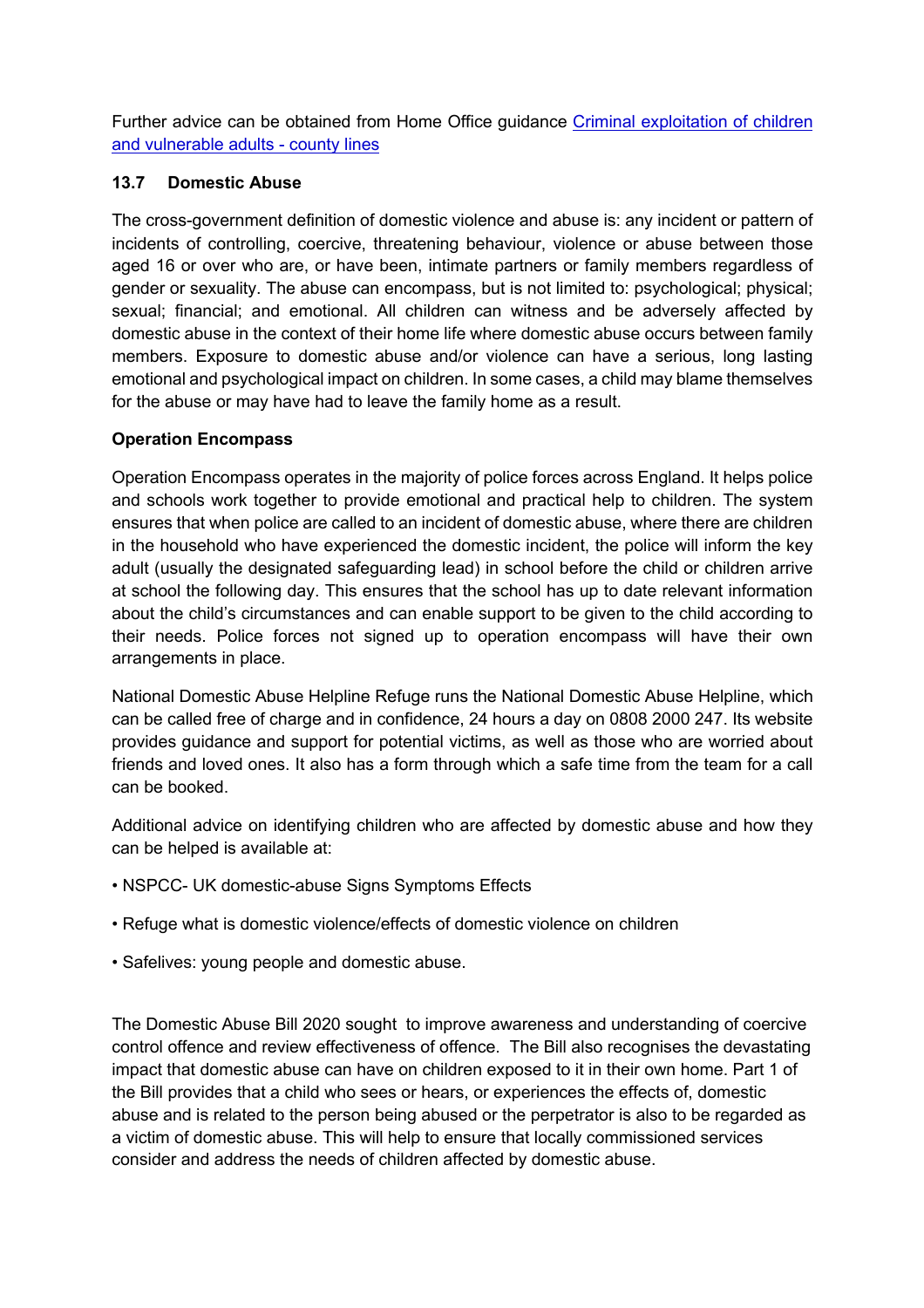Further advice can be obtained from Home Office guidance [Criminal exploitation of children and vulnerable adults - county lines]

### 13.7 Domestic Abuse

The cross-government definition of domestic violence and abuse is: any incident or pattern of incidents of controlling, coercive, threatening behaviour, violence or abuse between those aged 16 or over who are, or have been, intimate partners or family members regardless of gender or sexuality. The abuse can encompass, but is not limited to: psychological; physical; sexual; financial; and emotional. All children can witness and be adversely affected by domestic abuse in the context of their home life where domestic abuse occurs between family members. Exposure to domestic abuse and/or violence can have a serious, long lasting emotional and psychological impact on children. In some cases, a child may blame themselves for the abuse or may have had to leave the family home as a result.

**Operation Encompass**

Operation Encompass operates in the majority of police forces across England. It helps police and schools work together to provide emotional and practical help to children. The system ensures that when police are called to an incident of domestic abuse, where there are children in the household who have experienced the domestic incident, the police will inform the key adult (usually the designated safeguarding lead) in school before the child or children arrive at school the following day. This ensures that the school has up to date relevant information about the child's circumstances and can enable support to be given to the child according to their needs. Police forces not signed up to operation encompass will have their own arrangements in place.

National Domestic Abuse Helpline Refuge runs the National Domestic Abuse Helpline, which can be called free of charge and in confidence, 24 hours a day on 0808 2000 247. Its website provides guidance and support for potential victims, as well as those who are worried about friends and loved ones. It also has a form through which a safe time from the team for a call can be booked.

Additional advice on identifying children who are affected by domestic abuse and how they can be helped is available at:

- NSPCC- UK domestic-abuse Signs Symptoms Effects
- Refuge what is domestic violence/effects of domestic violence on children
- Safelives: young people and domestic abuse.

The Domestic Abuse Bill 2020 sought to improve awareness and understanding of coercive control offence and review effectiveness of offence. The Bill also recognises the devastating impact that domestic abuse can have on children exposed to it in their own home. Part 1 of the Bill provides that a child who sees or hears, or experiences the effects of, domestic abuse and is related to the person being abused or the perpetrator is also to be regarded as a victim of domestic abuse. This will help to ensure that locally commissioned services consider and address the needs of children affected by domestic abuse.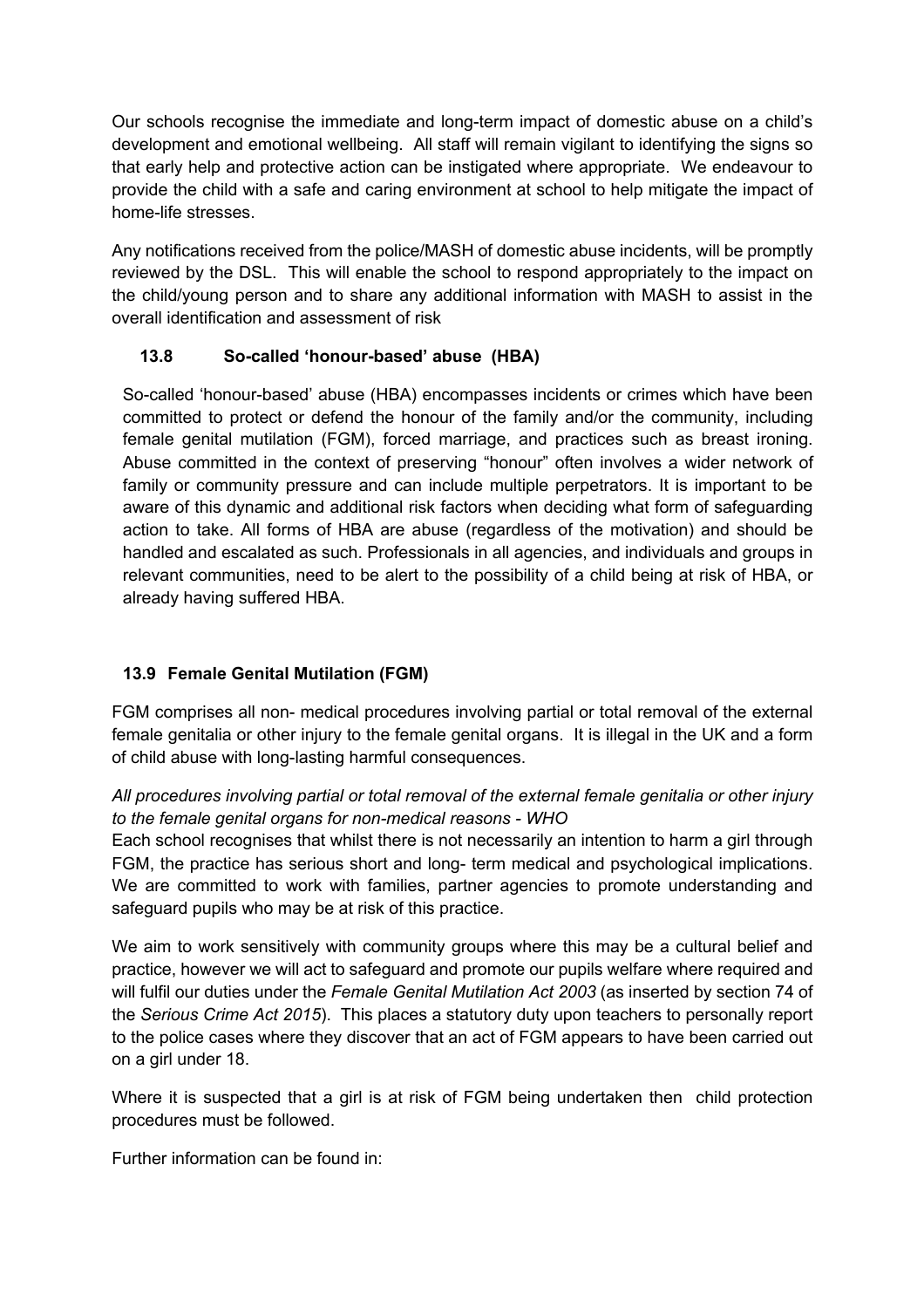Our schools recognise the immediate and long-term impact of domestic abuse on a child's development and emotional wellbeing. All staff will remain vigilant to identifying the signs so that early help and protective action can be instigated where appropriate. We endeavour to provide the child with a safe and caring environment at school to help mitigate the impact of home-life stresses.

Any notifications received from the police/MASH of domestic abuse incidents, will be promptly reviewed by the DSL. This will enable the school to respond appropriately to the impact on the child/young person and to share any additional information with MASH to assist in the overall identification and assessment of risk

### 13.8 So-called 'honour-based' abuse (HBA)

So-called 'honour-based' abuse (HBA) encompasses incidents or crimes which have been committed to protect or defend the honour of the family and/or the community, including female genital mutilation (FGM), forced marriage, and practices such as breast ironing. Abuse committed in the context of preserving "honour" often involves a wider network of family or community pressure and can include multiple perpetrators. It is important to be aware of this dynamic and additional risk factors when deciding what form of safeguarding action to take. All forms of HBA are abuse (regardless of the motivation) and should be handled and escalated as such. Professionals in all agencies, and individuals and groups in relevant communities, need to be alert to the possibility of a child being at risk of HBA, or already having suffered HBA.

### 13.9 Female Genital Mutilation (FGM)

FGM comprises all non- medical procedures involving partial or total removal of the external female genitalia or other injury to the female genital organs. It is illegal in the UK and a form of child abuse with long-lasting harmful consequences.

*All procedures involving partial or total removal of the external female genitalia or other injury to the female genital organs for non-medical reasons - WHO*

Each school recognises that whilst there is not necessarily an intention to harm a girl through FGM, the practice has serious short and long- term medical and psychological implications. We are committed to work with families, partner agencies to promote understanding and safeguard pupils who may be at risk of this practice.

We aim to work sensitively with community groups where this may be a cultural belief and practice, however we will act to safeguard and promote our pupils welfare where required and will fulfil our duties under the *Female Genital Mutilation Act 2003* (as inserted by section 74 of the *Serious Crime Act 2015*). This places a statutory duty upon teachers to personally report to the police cases where they discover that an act of FGM appears to have been carried out on a girl under 18.

Where it is suspected that a girl is at risk of FGM being undertaken then child protection procedures must be followed.

Further information can be found in: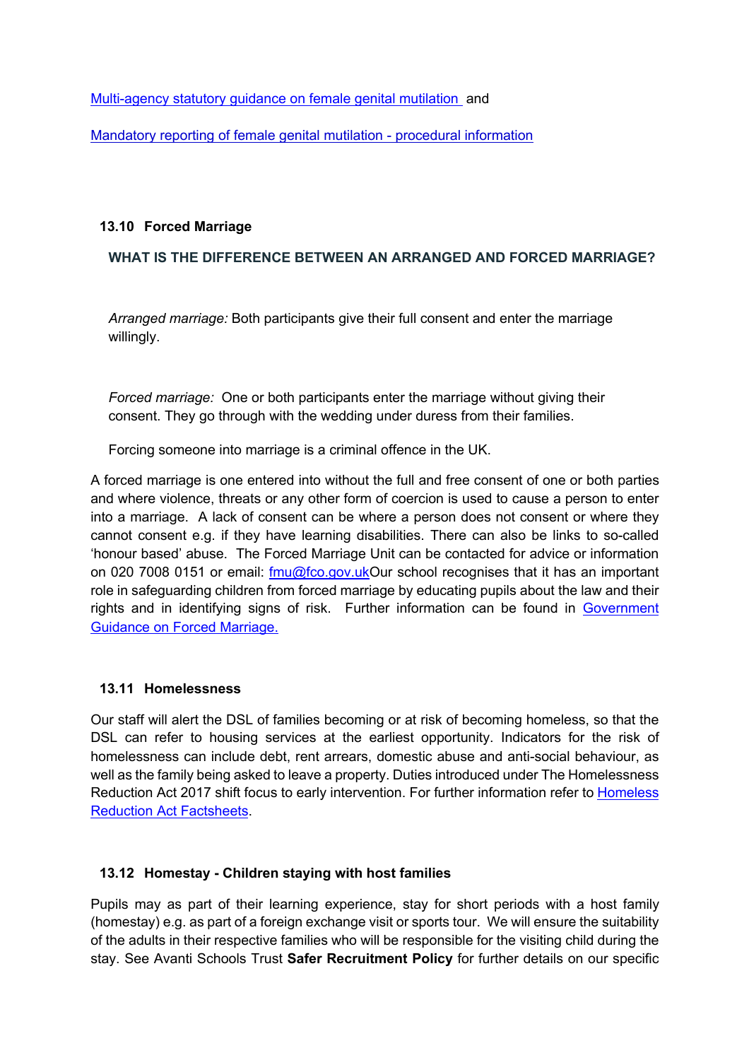[Multi-agency statutory guidance on female genital mutilation](#) and

[Mandatory reporting of female genital mutilation - procedural information](#)

### 13.10 Forced Marriage

**WHAT IS THE DIFFERENCE BETWEEN AN ARRANGED AND FORCED MARRIAGE?**

*Arranged marriage:* Both participants give their full consent and enter the marriage willingly.

*Forced marriage:* One or both participants enter the marriage without giving their consent. They go through with the wedding under duress from their families.

Forcing someone into marriage is a criminal offence in the UK.

A forced marriage is one entered into without the full and free consent of one or both parties and where violence, threats or any other form of coercion is used to cause a person to enter into a marriage. A lack of consent can be where a person does not consent or where they cannot consent e.g. if they have learning disabilities. There can also be links to so-called 'honour based' abuse. The Forced Marriage Unit can be contacted for advice or information on 020 7008 0151 or email: [fmu@fco.gov.uk](mailto:fmu@fco.gov.uk)Our school recognises that it has an important role in safeguarding children from forced marriage by educating pupils about the law and their rights and in identifying signs of risk. Further information can be found in [Government Guidance on Forced Marriage.](#)

### 13.11 Homelessness

Our staff will alert the DSL of families becoming or at risk of becoming homeless, so that the DSL can refer to housing services at the earliest opportunity. Indicators for the risk of homelessness can include debt, rent arrears, domestic abuse and anti-social behaviour, as well as the family being asked to leave a property. Duties introduced under The Homelessness Reduction Act 2017 shift focus to early intervention. For further information refer to [Homeless Reduction Act Factsheets](#).

### 13.12 Homestay - Children staying with host families

Pupils may as part of their learning experience, stay for short periods with a host family (homestay) e.g. as part of a foreign exchange visit or sports tour. We will ensure the suitability of the adults in their respective families who will be responsible for the visiting child during the stay. See Avanti Schools Trust **Safer Recruitment Policy** for further details on our specific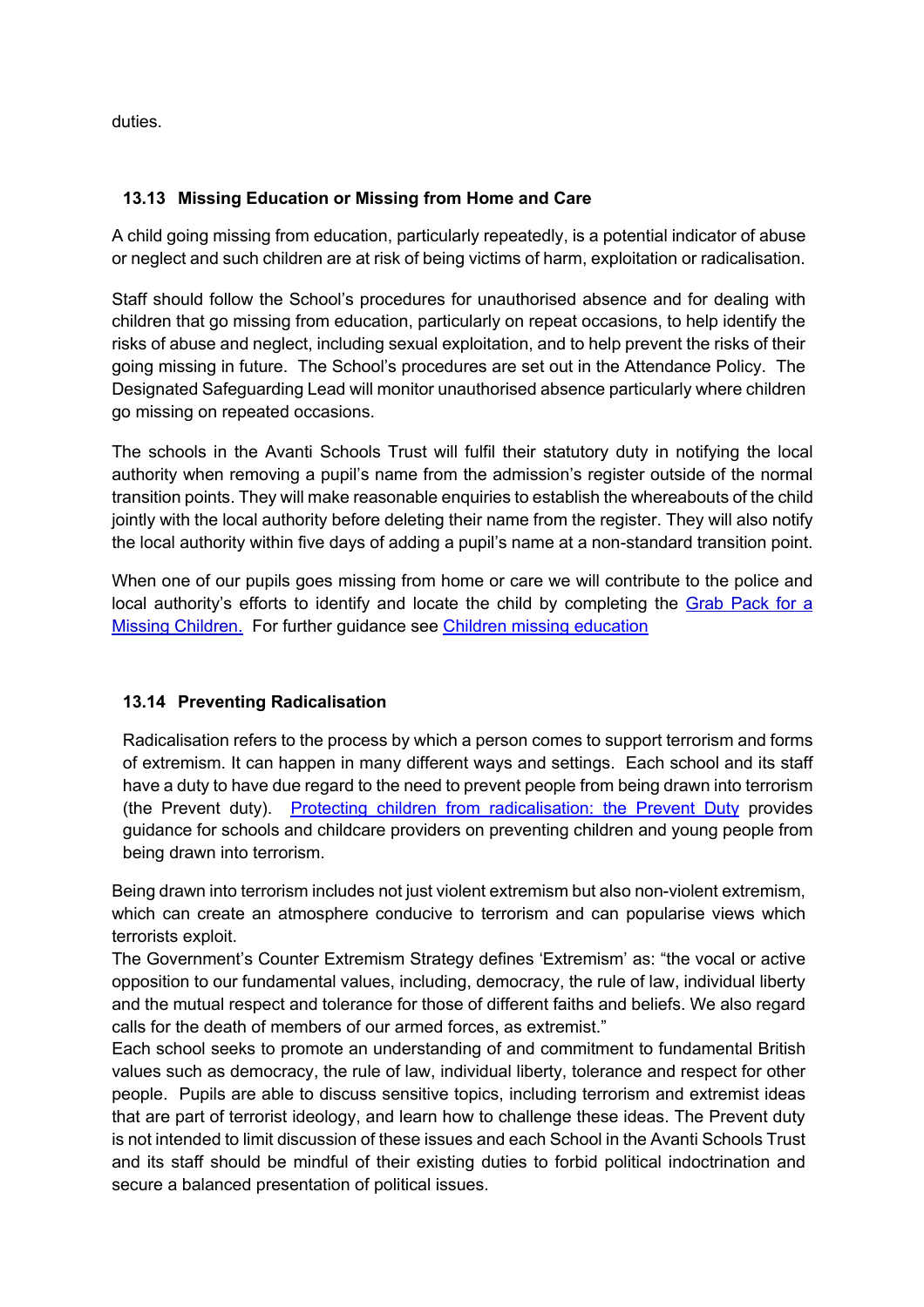duties.

### 13.13 Missing Education or Missing from Home and Care

A child going missing from education, particularly repeatedly, is a potential indicator of abuse or neglect and such children are at risk of being victims of harm, exploitation or radicalisation.

Staff should follow the School's procedures for unauthorised absence and for dealing with children that go missing from education, particularly on repeat occasions, to help identify the risks of abuse and neglect, including sexual exploitation, and to help prevent the risks of their going missing in future. The School's procedures are set out in the Attendance Policy. The Designated Safeguarding Lead will monitor unauthorised absence particularly where children go missing on repeated occasions.

The schools in the Avanti Schools Trust will fulfil their statutory duty in notifying the local authority when removing a pupil's name from the admission's register outside of the normal transition points. They will make reasonable enquiries to establish the whereabouts of the child jointly with the local authority before deleting their name from the register. They will also notify the local authority within five days of adding a pupil's name at a non-standard transition point.

When one of our pupils goes missing from home or care we will contribute to the police and local authority's efforts to identify and locate the child by completing the Grab Pack for a Missing Children. For further guidance see Children missing education

### 13.14 Preventing Radicalisation

Radicalisation refers to the process by which a person comes to support terrorism and forms of extremism. It can happen in many different ways and settings. Each school and its staff have a duty to have due regard to the need to prevent people from being drawn into terrorism (the Prevent duty). Protecting children from radicalisation: the Prevent Duty provides guidance for schools and childcare providers on preventing children and young people from being drawn into terrorism.

Being drawn into terrorism includes not just violent extremism but also non-violent extremism, which can create an atmosphere conducive to terrorism and can popularise views which terrorists exploit.

The Government's Counter Extremism Strategy defines 'Extremism' as: "the vocal or active opposition to our fundamental values, including, democracy, the rule of law, individual liberty and the mutual respect and tolerance for those of different faiths and beliefs. We also regard calls for the death of members of our armed forces, as extremist."

Each school seeks to promote an understanding of and commitment to fundamental British values such as democracy, the rule of law, individual liberty, tolerance and respect for other people. Pupils are able to discuss sensitive topics, including terrorism and extremist ideas that are part of terrorist ideology, and learn how to challenge these ideas. The Prevent duty is not intended to limit discussion of these issues and each School in the Avanti Schools Trust and its staff should be mindful of their existing duties to forbid political indoctrination and secure a balanced presentation of political issues.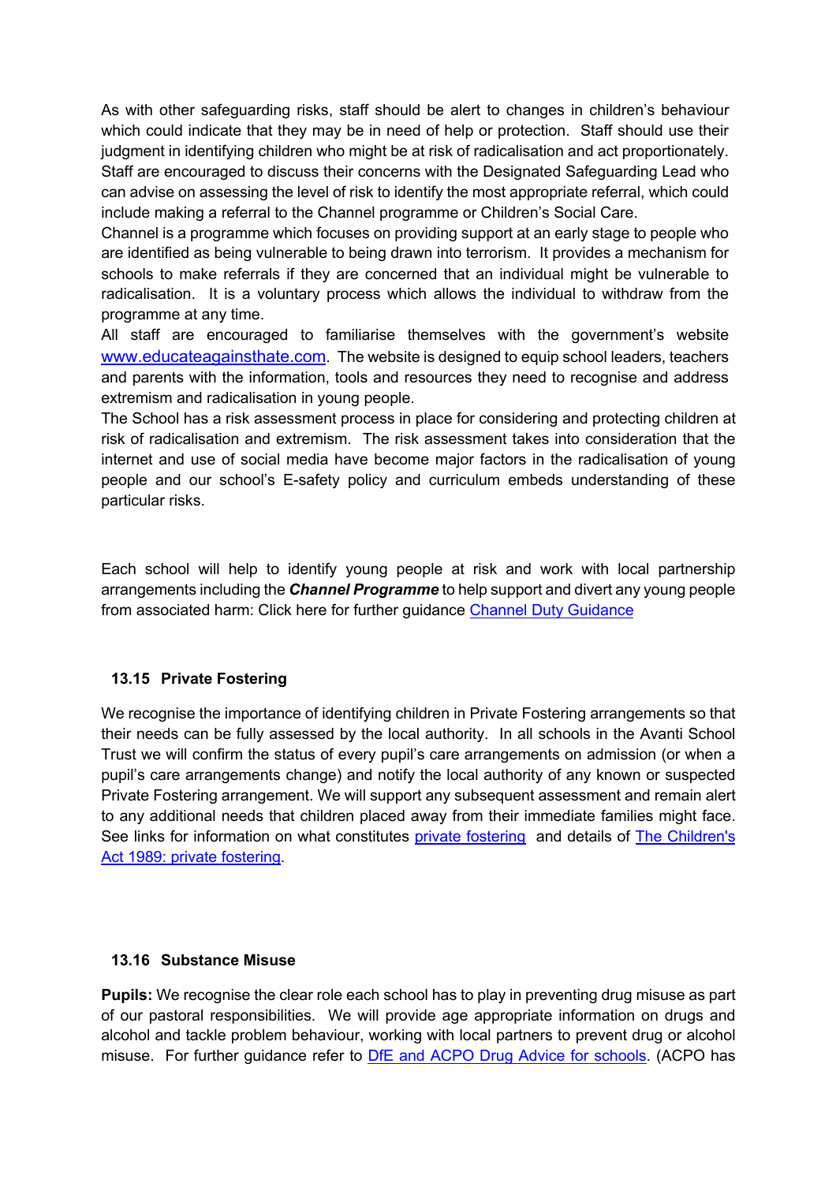As with other safeguarding risks, staff should be alert to changes in children's behaviour which could indicate that they may be in need of help or protection. Staff should use their judgment in identifying children who might be at risk of radicalisation and act proportionately. Staff are encouraged to discuss their concerns with the Designated Safeguarding Lead who can advise on assessing the level of risk to identify the most appropriate referral, which could include making a referral to the Channel programme or Children's Social Care.

Channel is a programme which focuses on providing support at an early stage to people who are identified as being vulnerable to being drawn into terrorism. It provides a mechanism for schools to make referrals if they are concerned that an individual might be vulnerable to radicalisation. It is a voluntary process which allows the individual to withdraw from the programme at any time.

All staff are encouraged to familiarise themselves with the government's website www.educateagainsthate.com. The website is designed to equip school leaders, teachers and parents with the information, tools and resources they need to recognise and address extremism and radicalisation in young people.

The School has a risk assessment process in place for considering and protecting children at risk of radicalisation and extremism. The risk assessment takes into consideration that the internet and use of social media have become major factors in the radicalisation of young people and our school's E-safety policy and curriculum embeds understanding of these particular risks.

Each school will help to identify young people at risk and work with local partnership arrangements including the ***Channel Programme*** to help support and divert any young people from associated harm: Click here for further guidance Channel Duty Guidance

### 13.15 Private Fostering

We recognise the importance of identifying children in Private Fostering arrangements so that their needs can be fully assessed by the local authority. In all schools in the Avanti School Trust we will confirm the status of every pupil's care arrangements on admission (or when a pupil's care arrangements change) and notify the local authority of any known or suspected Private Fostering arrangement. We will support any subsequent assessment and remain alert to any additional needs that children placed away from their immediate families might face. See links for information on what constitutes private fostering and details of The Children's Act 1989: private fostering.

### 13.16 Substance Misuse

**Pupils:** We recognise the clear role each school has to play in preventing drug misuse as part of our pastoral responsibilities. We will provide age appropriate information on drugs and alcohol and tackle problem behaviour, working with local partners to prevent drug or alcohol misuse. For further guidance refer to DfE and ACPO Drug Advice for schools. (ACPO has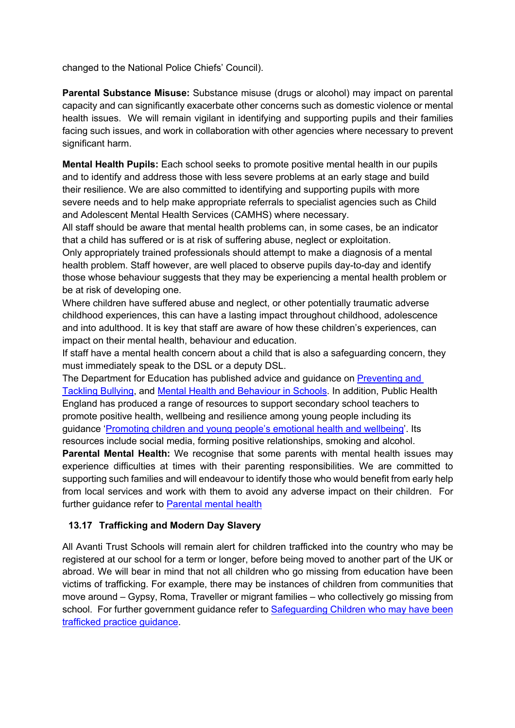changed to the National Police Chiefs' Council).

**Parental Substance Misuse:** Substance misuse (drugs or alcohol) may impact on parental capacity and can significantly exacerbate other concerns such as domestic violence or mental health issues. We will remain vigilant in identifying and supporting pupils and their families facing such issues, and work in collaboration with other agencies where necessary to prevent significant harm.

**Mental Health Pupils:** Each school seeks to promote positive mental health in our pupils and to identify and address those with less severe problems at an early stage and build their resilience. We are also committed to identifying and supporting pupils with more severe needs and to help make appropriate referrals to specialist agencies such as Child and Adolescent Mental Health Services (CAMHS) where necessary.
All staff should be aware that mental health problems can, in some cases, be an indicator that a child has suffered or is at risk of suffering abuse, neglect or exploitation.
Only appropriately trained professionals should attempt to make a diagnosis of a mental health problem. Staff however, are well placed to observe pupils day-to-day and identify those whose behaviour suggests that they may be experiencing a mental health problem or be at risk of developing one.
Where children have suffered abuse and neglect, or other potentially traumatic adverse childhood experiences, this can have a lasting impact throughout childhood, adolescence and into adulthood. It is key that staff are aware of how these children's experiences, can impact on their mental health, behaviour and education.
If staff have a mental health concern about a child that is also a safeguarding concern, they must immediately speak to the DSL or a deputy DSL.
The Department for Education has published advice and guidance on Preventing and Tackling Bullying, and Mental Health and Behaviour in Schools. In addition, Public Health England has produced a range of resources to support secondary school teachers to promote positive health, wellbeing and resilience among young people including its guidance 'Promoting children and young people's emotional health and wellbeing'. Its resources include social media, forming positive relationships, smoking and alcohol.
**Parental Mental Health:** We recognise that some parents with mental health issues may experience difficulties at times with their parenting responsibilities. We are committed to supporting such families and will endeavour to identify those who would benefit from early help from local services and work with them to avoid any adverse impact on their children. For further guidance refer to Parental mental health

### 13.17 Trafficking and Modern Day Slavery

All Avanti Trust Schools will remain alert for children trafficked into the country who may be registered at our school for a term or longer, before being moved to another part of the UK or abroad. We will bear in mind that not all children who go missing from education have been victims of trafficking. For example, there may be instances of children from communities that move around – Gypsy, Roma, Traveller or migrant families – who collectively go missing from school. For further government guidance refer to Safeguarding Children who may have been trafficked practice guidance.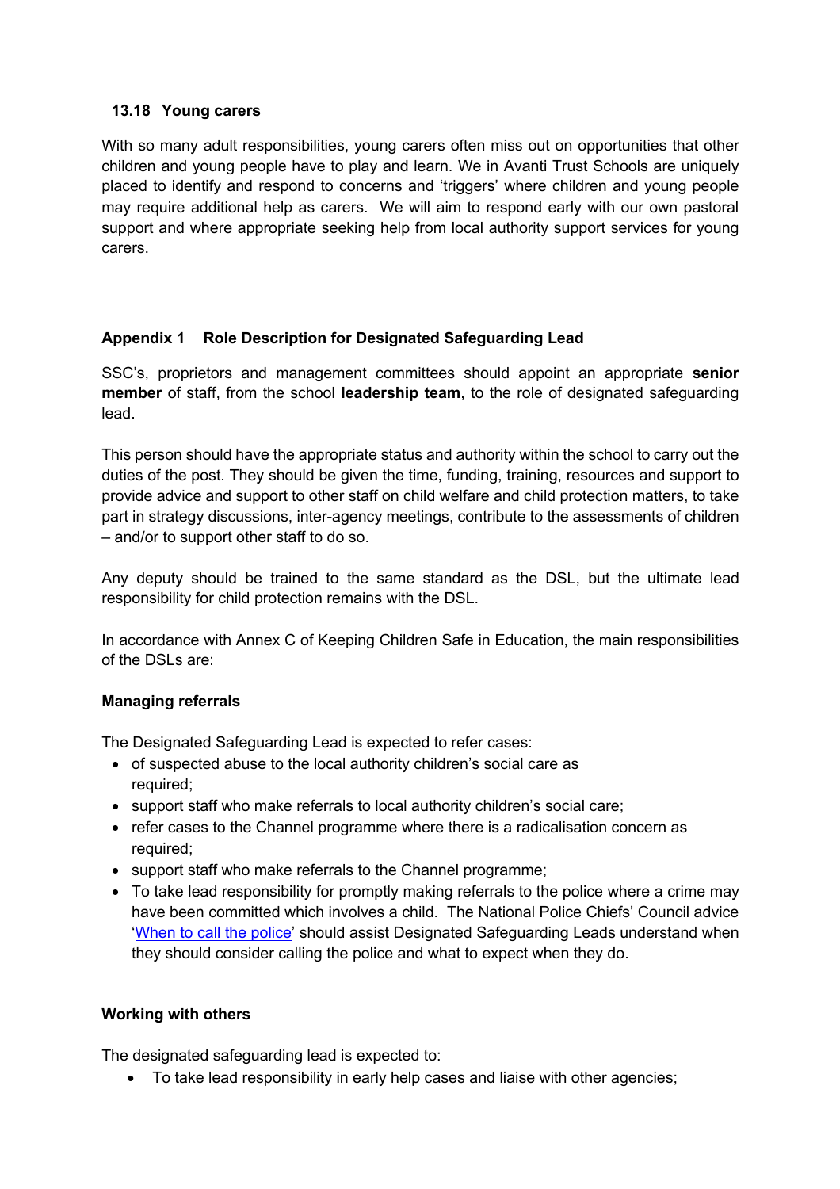### 13.18 Young carers

With so many adult responsibilities, young carers often miss out on opportunities that other children and young people have to play and learn. We in Avanti Trust Schools are uniquely placed to identify and respond to concerns and 'triggers' where children and young people may require additional help as carers. We will aim to respond early with our own pastoral support and where appropriate seeking help from local authority support services for young carers.

## Appendix 1 Role Description for Designated Safeguarding Lead

SSC's, proprietors and management committees should appoint an appropriate **senior member** of staff, from the school **leadership team**, to the role of designated safeguarding lead.

This person should have the appropriate status and authority within the school to carry out the duties of the post. They should be given the time, funding, training, resources and support to provide advice and support to other staff on child welfare and child protection matters, to take part in strategy discussions, inter-agency meetings, contribute to the assessments of children – and/or to support other staff to do so.

Any deputy should be trained to the same standard as the DSL, but the ultimate lead responsibility for child protection remains with the DSL.

In accordance with Annex C of Keeping Children Safe in Education, the main responsibilities of the DSLs are:

### Managing referrals

The Designated Safeguarding Lead is expected to refer cases:

- of suspected abuse to the local authority children's social care as required;
- support staff who make referrals to local authority children's social care;
- refer cases to the Channel programme where there is a radicalisation concern as required;
- support staff who make referrals to the Channel programme;
- To take lead responsibility for promptly making referrals to the police where a crime may have been committed which involves a child. The National Police Chiefs' Council advice 'When to call the police' should assist Designated Safeguarding Leads understand when they should consider calling the police and what to expect when they do.

### Working with others

The designated safeguarding lead is expected to:

- To take lead responsibility in early help cases and liaise with other agencies;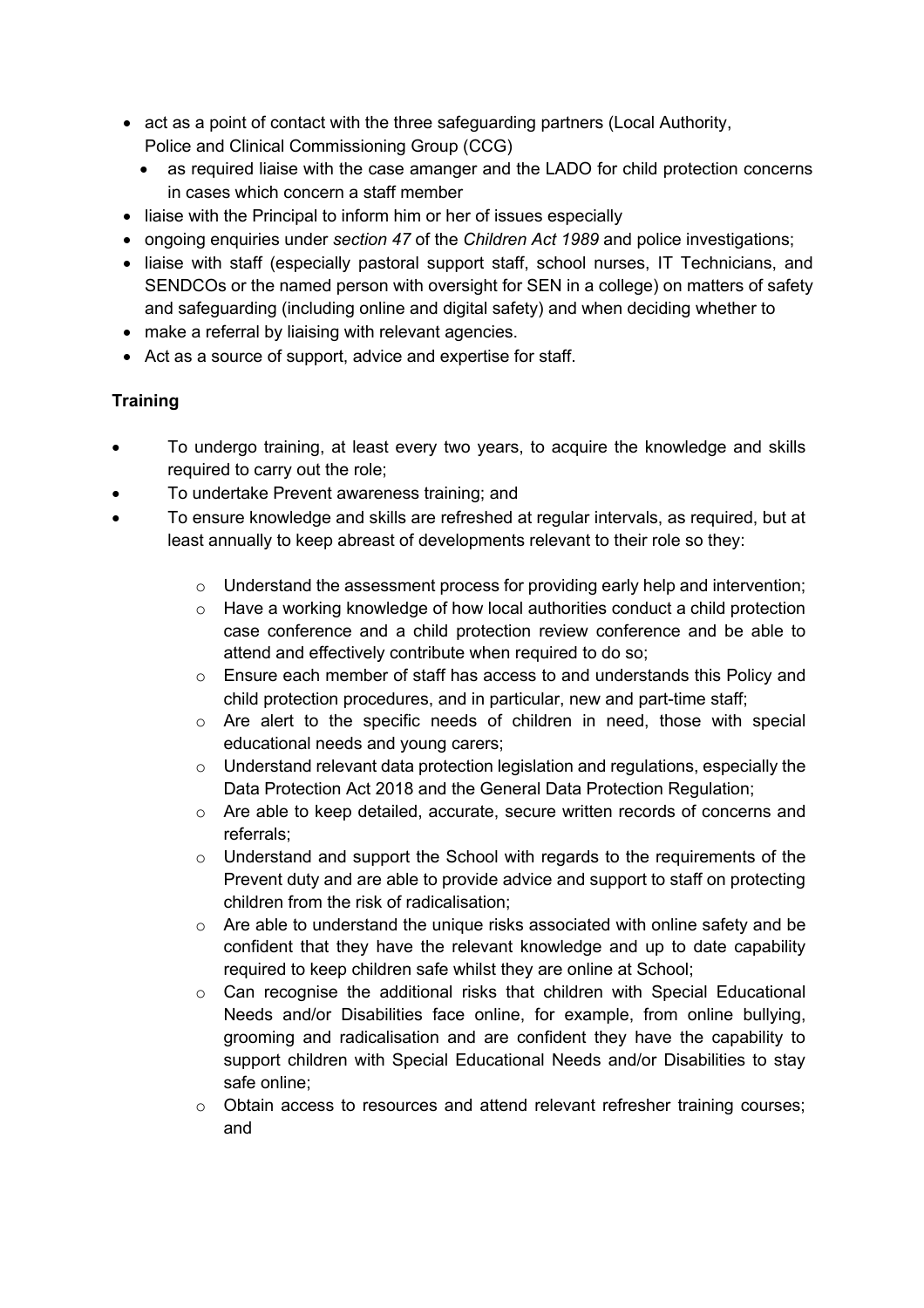- act as a point of contact with the three safeguarding partners (Local Authority, Police and Clinical Commissioning Group (CCG)
  - as required liaise with the case amanger and the LADO for child protection concerns in cases which concern a staff member
- liaise with the Principal to inform him or her of issues especially
- ongoing enquiries under *section 47* of the *Children Act 1989* and police investigations;
- liaise with staff (especially pastoral support staff, school nurses, IT Technicians, and SENDCOs or the named person with oversight for SEN in a college) on matters of safety and safeguarding (including online and digital safety) and when deciding whether to
- make a referral by liaising with relevant agencies.
- Act as a source of support, advice and expertise for staff.

**Training**

- To undergo training, at least every two years, to acquire the knowledge and skills required to carry out the role;
- To undertake Prevent awareness training; and
- To ensure knowledge and skills are refreshed at regular intervals, as required, but at least annually to keep abreast of developments relevant to their role so they:
  - Understand the assessment process for providing early help and intervention;
  - Have a working knowledge of how local authorities conduct a child protection case conference and a child protection review conference and be able to attend and effectively contribute when required to do so;
  - Ensure each member of staff has access to and understands this Policy and child protection procedures, and in particular, new and part-time staff;
  - Are alert to the specific needs of children in need, those with special educational needs and young carers;
  - Understand relevant data protection legislation and regulations, especially the Data Protection Act 2018 and the General Data Protection Regulation;
  - Are able to keep detailed, accurate, secure written records of concerns and referrals;
  - Understand and support the School with regards to the requirements of the Prevent duty and are able to provide advice and support to staff on protecting children from the risk of radicalisation;
  - Are able to understand the unique risks associated with online safety and be confident that they have the relevant knowledge and up to date capability required to keep children safe whilst they are online at School;
  - Can recognise the additional risks that children with Special Educational Needs and/or Disabilities face online, for example, from online bullying, grooming and radicalisation and are confident they have the capability to support children with Special Educational Needs and/or Disabilities to stay safe online;
  - Obtain access to resources and attend relevant refresher training courses; and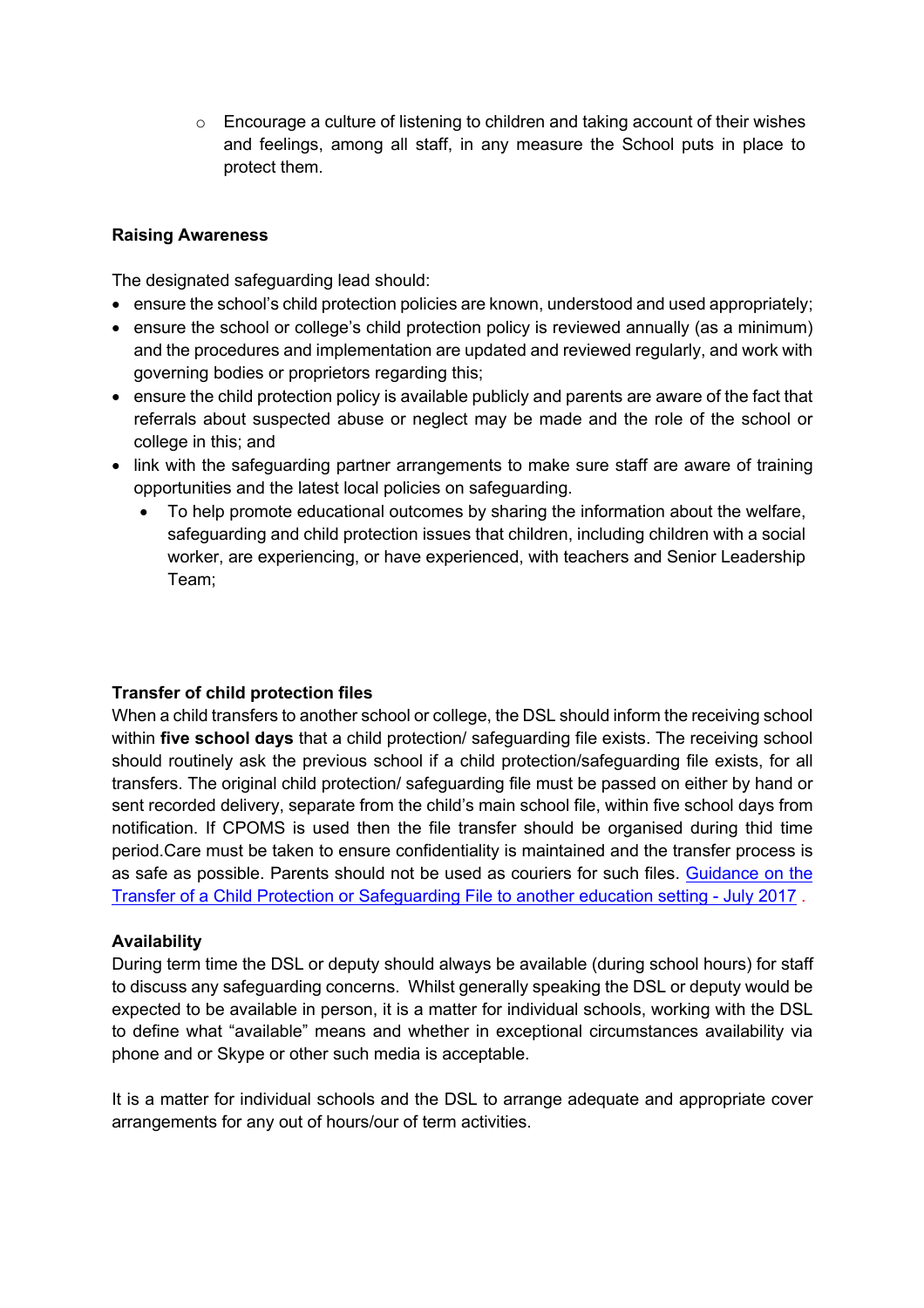- Encourage a culture of listening to children and taking account of their wishes and feelings, among all staff, in any measure the School puts in place to protect them.

**Raising Awareness**

The designated safeguarding lead should:

- ensure the school's child protection policies are known, understood and used appropriately;
- ensure the school or college's child protection policy is reviewed annually (as a minimum) and the procedures and implementation are updated and reviewed regularly, and work with governing bodies or proprietors regarding this;
- ensure the child protection policy is available publicly and parents are aware of the fact that referrals about suspected abuse or neglect may be made and the role of the school or college in this; and
- link with the safeguarding partner arrangements to make sure staff are aware of training opportunities and the latest local policies on safeguarding.
  - To help promote educational outcomes by sharing the information about the welfare, safeguarding and child protection issues that children, including children with a social worker, are experiencing, or have experienced, with teachers and Senior Leadership Team;

**Transfer of child protection files**

When a child transfers to another school or college, the DSL should inform the receiving school within **five school days** that a child protection/ safeguarding file exists. The receiving school should routinely ask the previous school if a child protection/safeguarding file exists, for all transfers. The original child protection/ safeguarding file must be passed on either by hand or sent recorded delivery, separate from the child's main school file, within five school days from notification. If CPOMS is used then the file transfer should be organised during thid time period.Care must be taken to ensure confidentiality is maintained and the transfer process is as safe as possible. Parents should not be used as couriers for such files. [Guidance on the Transfer of a Child Protection or Safeguarding File to another education setting - July 2017](#) .

**Availability**

During term time the DSL or deputy should always be available (during school hours) for staff to discuss any safeguarding concerns. Whilst generally speaking the DSL or deputy would be expected to be available in person, it is a matter for individual schools, working with the DSL to define what "available" means and whether in exceptional circumstances availability via phone and or Skype or other such media is acceptable.

It is a matter for individual schools and the DSL to arrange adequate and appropriate cover arrangements for any out of hours/our of term activities.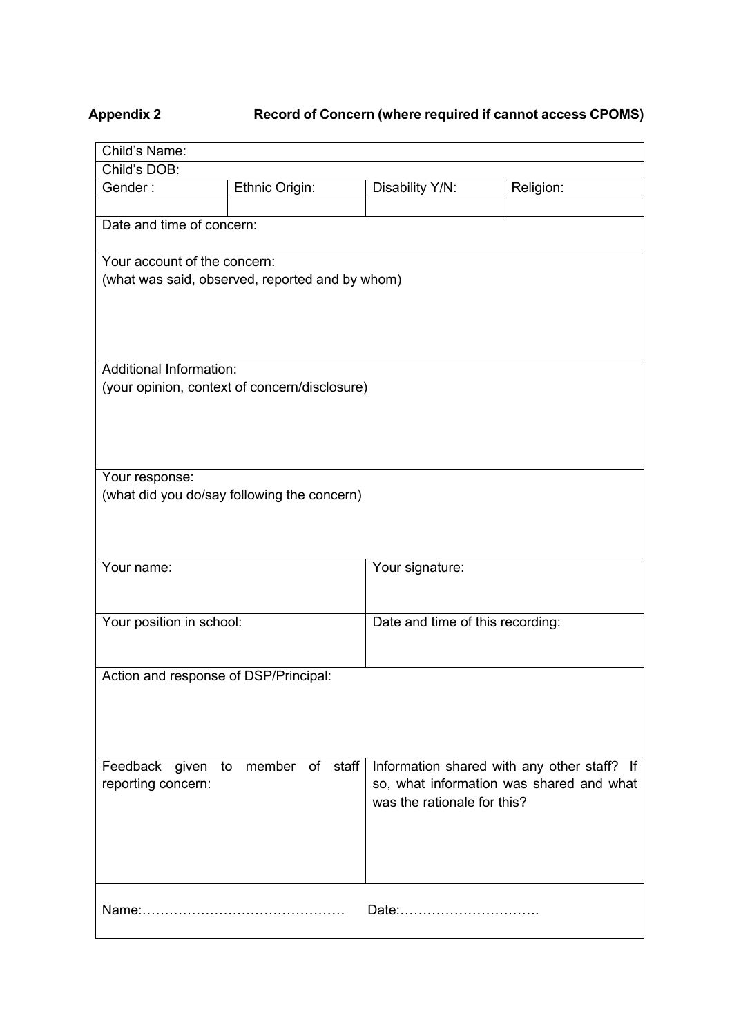**Appendix 2** **Record of Concern (where required if cannot access CPOMS)**

| Child's Name: | | | |
|---|---|---|---|
| Child's DOB: | | | |
| Gender : | Ethnic Origin: | Disability Y/N: | Religion: |
| | | | |
| Date and time of concern: | | | |
| Your account of the concern:<br>(what was said, observed, reported and by whom) | | | |
| Additional Information:<br>(your opinion, context of concern/disclosure) | | | |
| Your response:<br>(what did you do/say following the concern) | | | |
| Your name: | | Your signature: | |
| Your position in school: | | Date and time of this recording: | |
| Action and response of DSP/Principal: | | | |
| Feedback given to member of staff reporting concern: | | Information shared with any other staff? If so, what information was shared and what was the rationale for this? | |
| Name:…………………………………… Date:…………………………. | | | |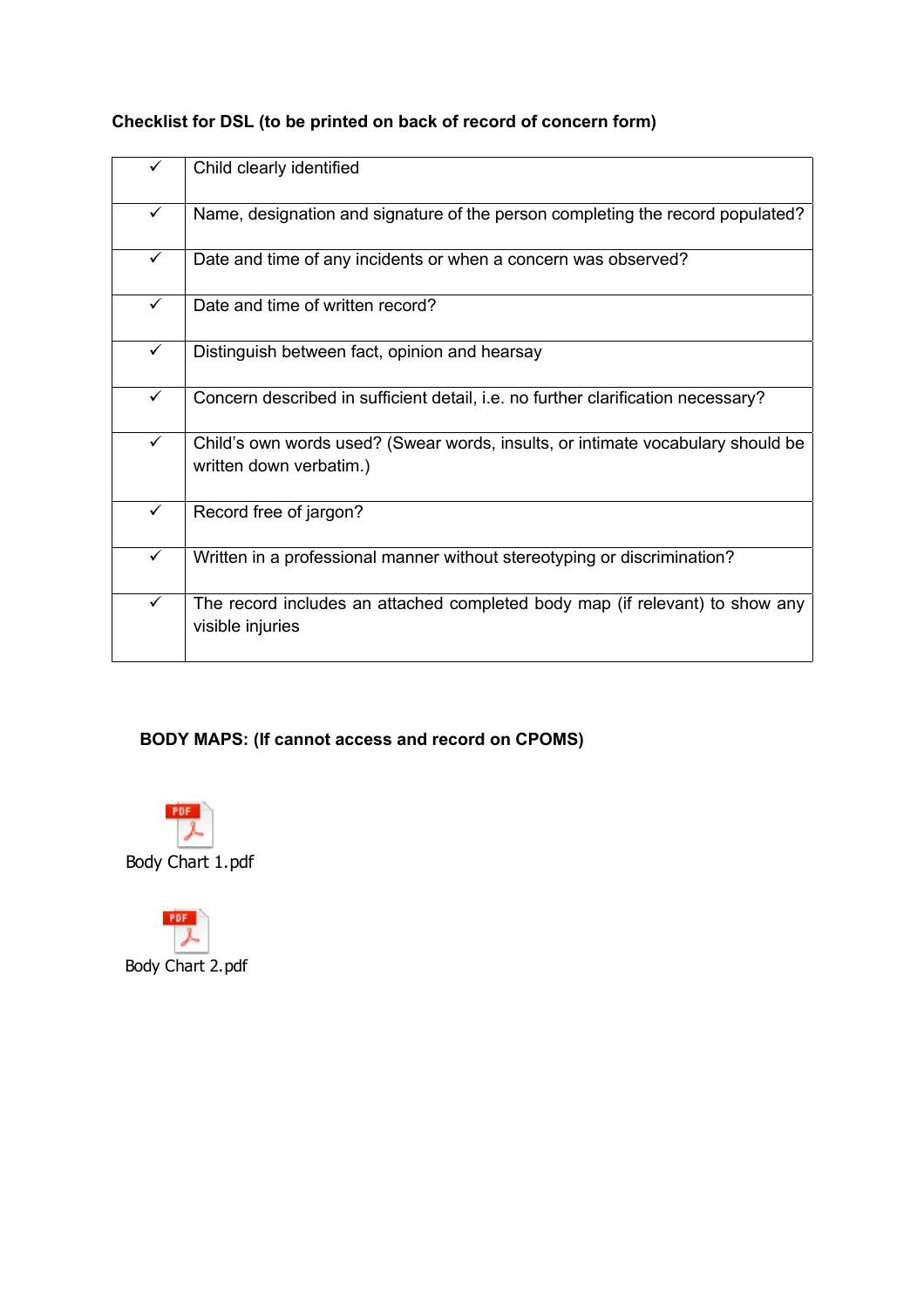**Checklist for DSL (to be printed on back of record of concern form)**

| | |
|---|---|
| ✓ | Child clearly identified |
| ✓ | Name, designation and signature of the person completing the record populated? |
| ✓ | Date and time of any incidents or when a concern was observed? |
| ✓ | Date and time of written record? |
| ✓ | Distinguish between fact, opinion and hearsay |
| ✓ | Concern described in sufficient detail, i.e. no further clarification necessary? |
| ✓ | Child's own words used? (Swear words, insults, or intimate vocabulary should be written down verbatim.) |
| ✓ | Record free of jargon? |
| ✓ | Written in a professional manner without stereotyping or discrimination? |
| ✓ | The record includes an attached completed body map (if relevant) to show any visible injuries |

**BODY MAPS: (If cannot access and record on CPOMS)**

Body Chart 1.pdf

Body Chart 2.pdf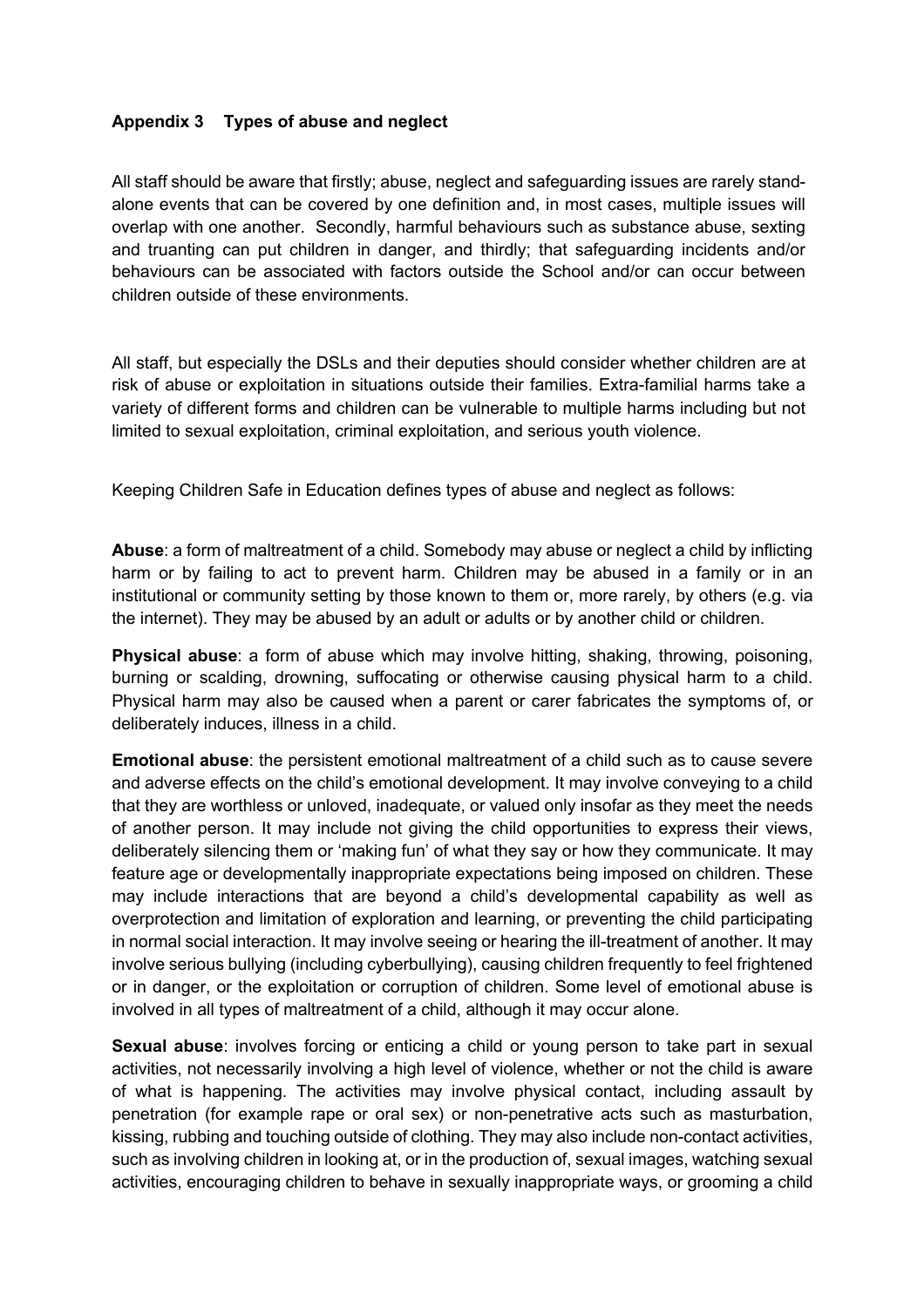## Appendix 3 Types of abuse and neglect

All staff should be aware that firstly; abuse, neglect and safeguarding issues are rarely stand-alone events that can be covered by one definition and, in most cases, multiple issues will overlap with one another. Secondly, harmful behaviours such as substance abuse, sexting and truanting can put children in danger, and thirdly; that safeguarding incidents and/or behaviours can be associated with factors outside the School and/or can occur between children outside of these environments.

All staff, but especially the DSLs and their deputies should consider whether children are at risk of abuse or exploitation in situations outside their families. Extra-familial harms take a variety of different forms and children can be vulnerable to multiple harms including but not limited to sexual exploitation, criminal exploitation, and serious youth violence.

Keeping Children Safe in Education defines types of abuse and neglect as follows:

**Abuse**: a form of maltreatment of a child. Somebody may abuse or neglect a child by inflicting harm or by failing to act to prevent harm. Children may be abused in a family or in an institutional or community setting by those known to them or, more rarely, by others (e.g. via the internet). They may be abused by an adult or adults or by another child or children.

**Physical abuse**: a form of abuse which may involve hitting, shaking, throwing, poisoning, burning or scalding, drowning, suffocating or otherwise causing physical harm to a child. Physical harm may also be caused when a parent or carer fabricates the symptoms of, or deliberately induces, illness in a child.

**Emotional abuse**: the persistent emotional maltreatment of a child such as to cause severe and adverse effects on the child's emotional development. It may involve conveying to a child that they are worthless or unloved, inadequate, or valued only insofar as they meet the needs of another person. It may include not giving the child opportunities to express their views, deliberately silencing them or 'making fun' of what they say or how they communicate. It may feature age or developmentally inappropriate expectations being imposed on children. These may include interactions that are beyond a child's developmental capability as well as overprotection and limitation of exploration and learning, or preventing the child participating in normal social interaction. It may involve seeing or hearing the ill-treatment of another. It may involve serious bullying (including cyberbullying), causing children frequently to feel frightened or in danger, or the exploitation or corruption of children. Some level of emotional abuse is involved in all types of maltreatment of a child, although it may occur alone.

**Sexual abuse**: involves forcing or enticing a child or young person to take part in sexual activities, not necessarily involving a high level of violence, whether or not the child is aware of what is happening. The activities may involve physical contact, including assault by penetration (for example rape or oral sex) or non-penetrative acts such as masturbation, kissing, rubbing and touching outside of clothing. They may also include non-contact activities, such as involving children in looking at, or in the production of, sexual images, watching sexual activities, encouraging children to behave in sexually inappropriate ways, or grooming a child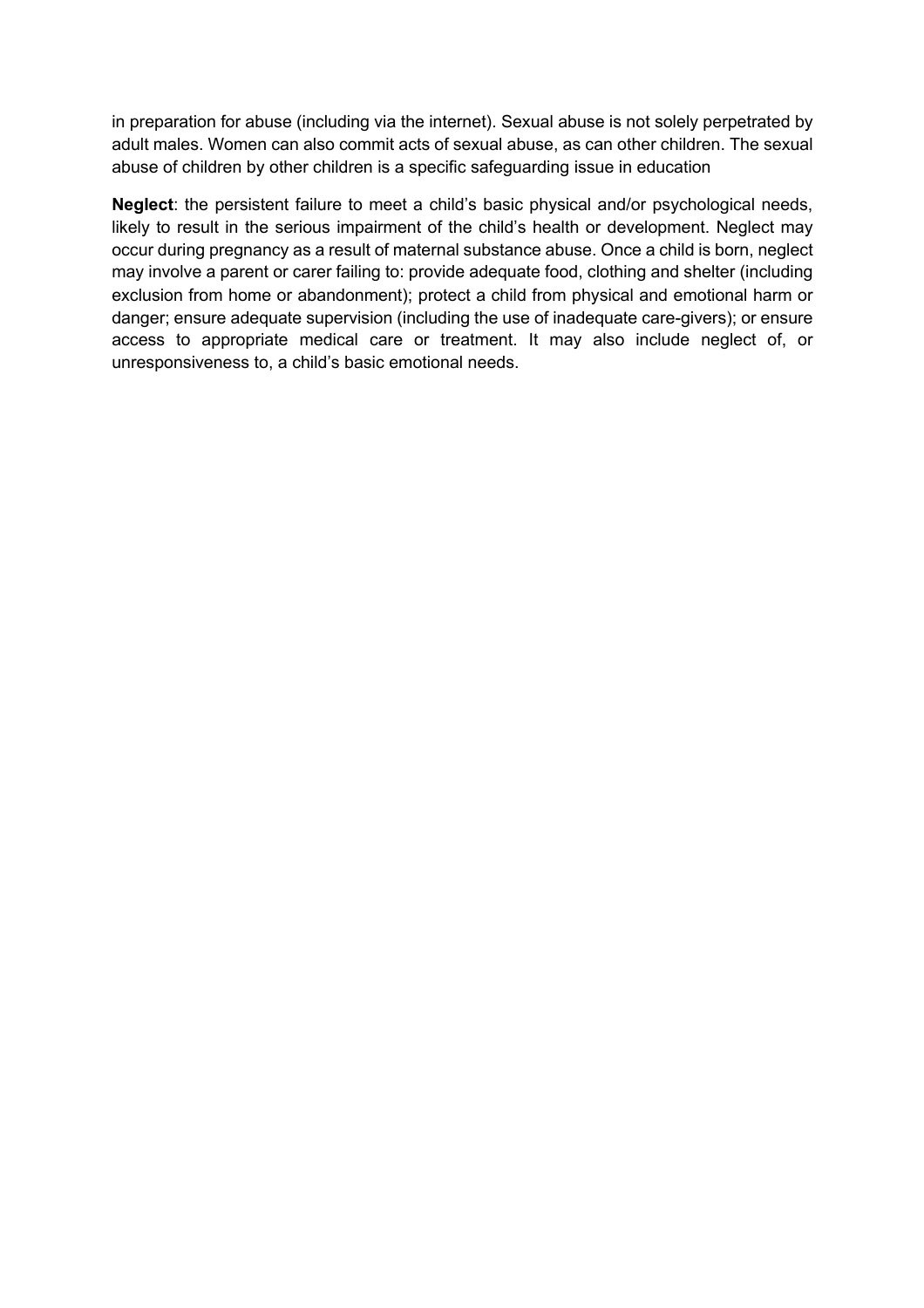in preparation for abuse (including via the internet). Sexual abuse is not solely perpetrated by adult males. Women can also commit acts of sexual abuse, as can other children. The sexual abuse of children by other children is a specific safeguarding issue in education

**Neglect**: the persistent failure to meet a child's basic physical and/or psychological needs, likely to result in the serious impairment of the child's health or development. Neglect may occur during pregnancy as a result of maternal substance abuse. Once a child is born, neglect may involve a parent or carer failing to: provide adequate food, clothing and shelter (including exclusion from home or abandonment); protect a child from physical and emotional harm or danger; ensure adequate supervision (including the use of inadequate care-givers); or ensure access to appropriate medical care or treatment. It may also include neglect of, or unresponsiveness to, a child's basic emotional needs.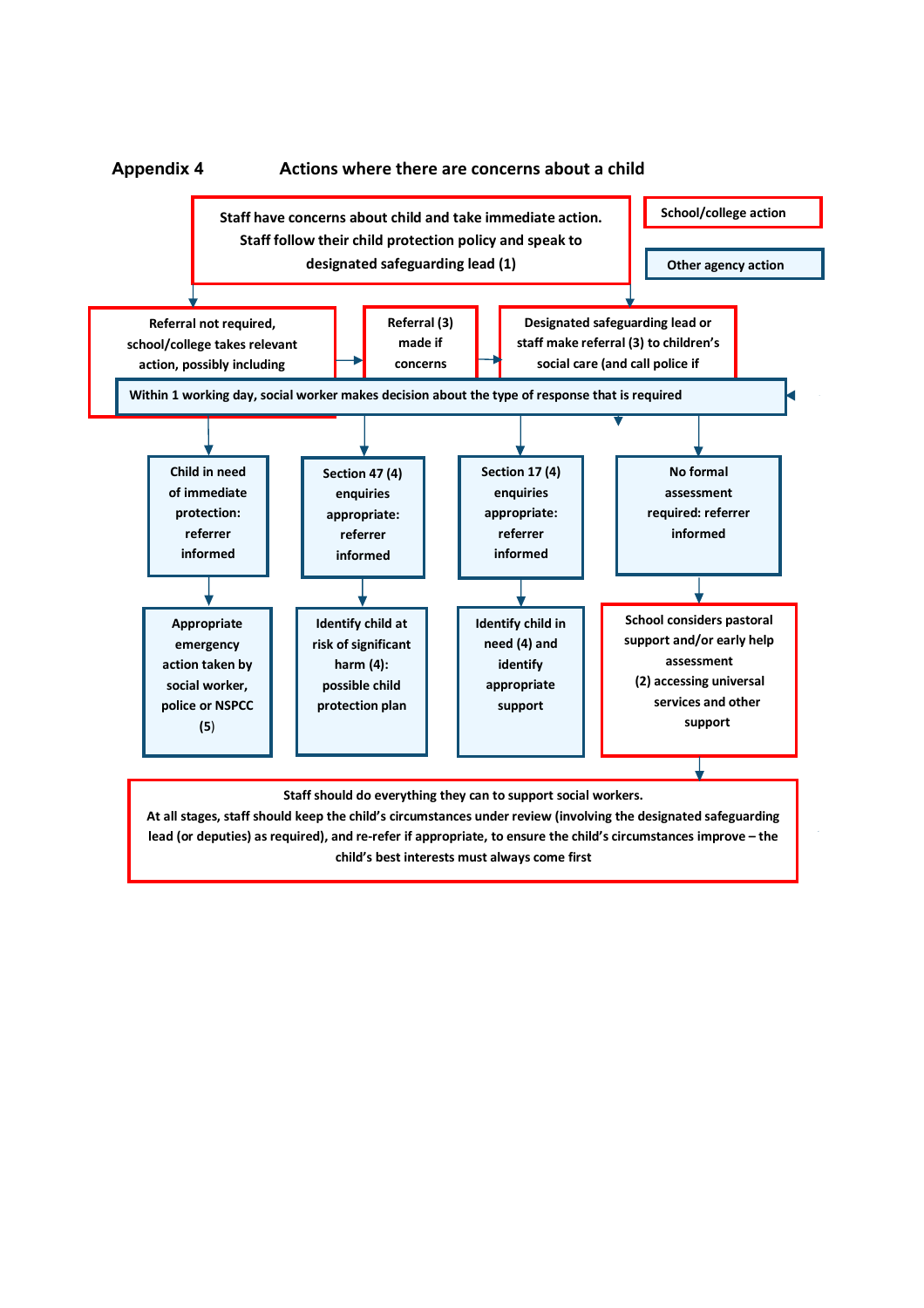## Appendix 4 Actions where there are concerns about a child

School/college action

Other agency action

Staff have concerns about child and take immediate action. Staff follow their child protection policy and speak to designated safeguarding lead (1)

Referral not required, school/college takes relevant action, possibly including

Referral (3) made if concerns

Designated safeguarding lead or staff make referral (3) to children's social care (and call police if

Within 1 working day, social worker makes decision about the type of response that is required

Child in need of immediate protection: referrer informed

Section 47 (4) enquiries appropriate: referrer informed

Section 17 (4) enquiries appropriate: referrer informed

No formal assessment required: referrer informed

Appropriate emergency action taken by social worker, police or NSPCC (5)

Identify child at risk of significant harm (4): possible child protection plan

Identify child in need (4) and identify appropriate support

School considers pastoral support and/or early help assessment (2) accessing universal services and other support

Staff should do everything they can to support social workers.
At all stages, staff should keep the child's circumstances under review (involving the designated safeguarding lead (or deputies) as required), and re-refer if appropriate, to ensure the child's circumstances improve – the child's best interests must always come first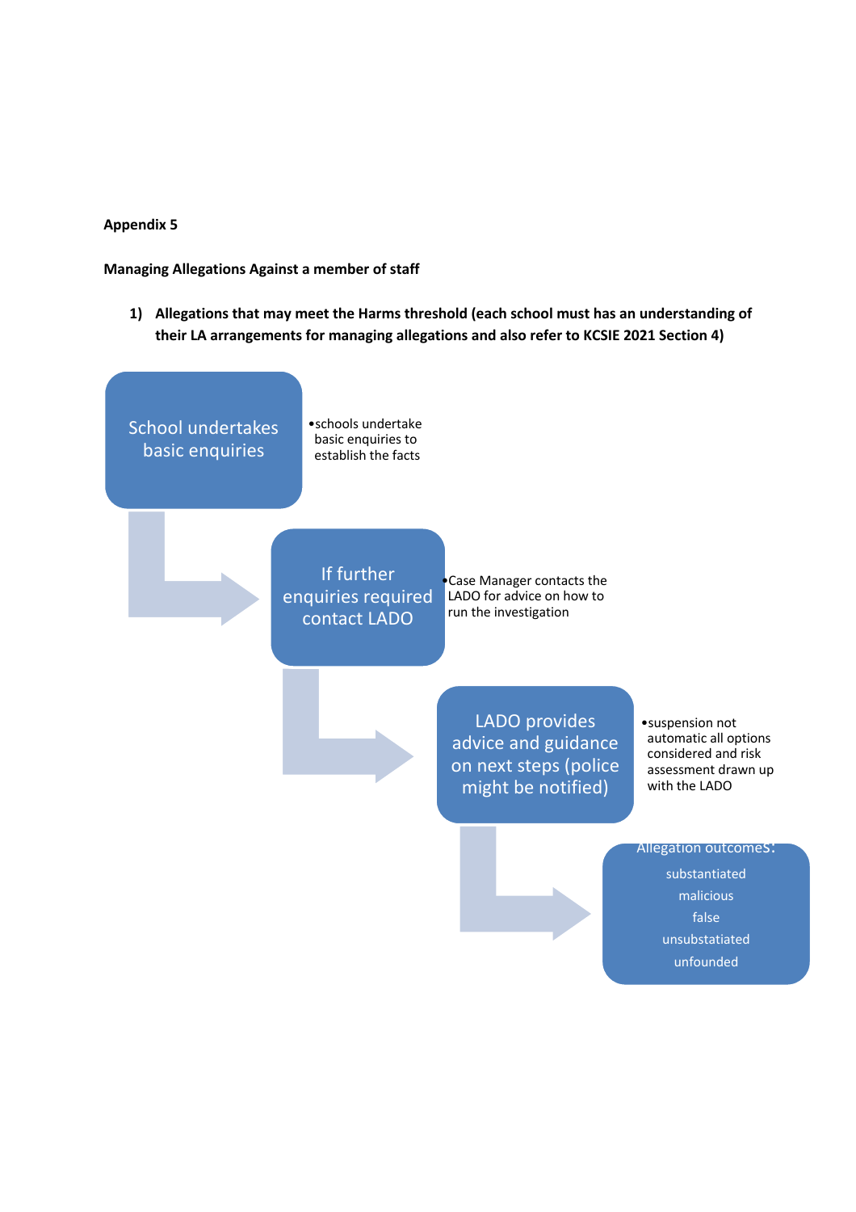**Appendix 5**

**Managing Allegations Against a member of staff**

1) **Allegations that may meet the Harms threshold (each school must has an understanding of their LA arrangements for managing allegations and also refer to KCSIE 2021 Section 4)**

**School undertakes basic enquiries**

- schools undertake basic enquiries to establish the facts

**If further enquiries required contact LADO**

- Case Manager contacts the LADO for advice on how to run the investigation

**LADO provides advice and guidance on next steps (police might be notified)**

- suspension not automatic all options considered and risk assessment drawn up with the LADO

**Allegation outcomes:**

- substantiated
- malicious
- false
- unsubstatiated
- unfounded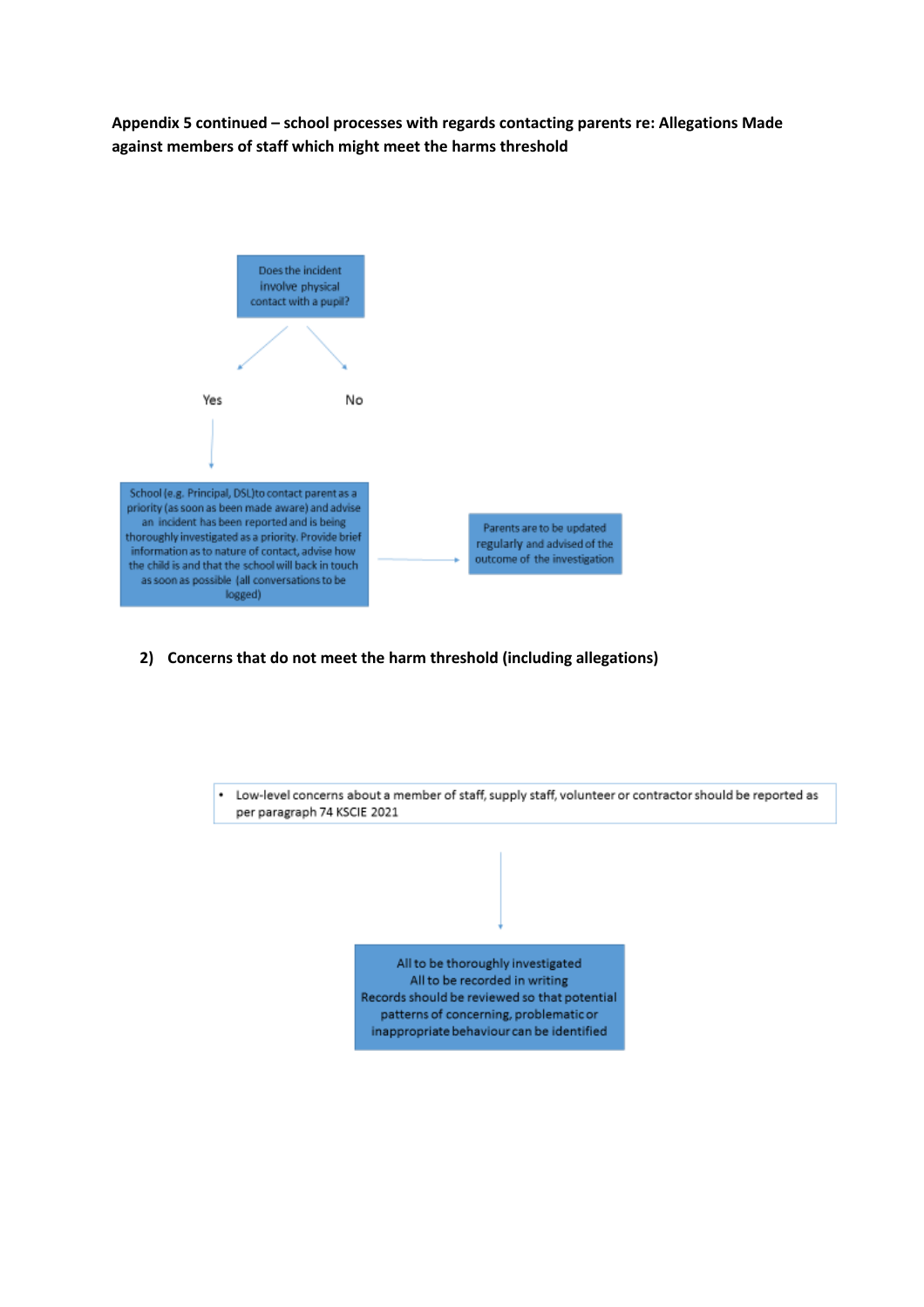**Appendix 5 continued – school processes with regards contacting parents re: Allegations Made against members of staff which might meet the harms threshold**

Does the incident involve physical contact with a pupil?

Yes

No

School (e.g. Principal, DSL) to contact parent as a priority (as soon as been made aware) and advise an incident has been reported and is being thoroughly investigated as a priority. Provide brief information as to nature of contact, advise how the child is and that the school will back in touch as soon as possible (all conversations to be logged)

→ Parents are to be updated regularly and advised of the outcome of the investigation

2) **Concerns that do not meet the harm threshold (including allegations)**

- Low-level concerns about a member of staff, supply staff, volunteer or contractor should be reported as per paragraph 74 KSCIE 2021

All to be thoroughly investigated
All to be recorded in writing
Records should be reviewed so that potential patterns of concerning, problematic or inappropriate behaviour can be identified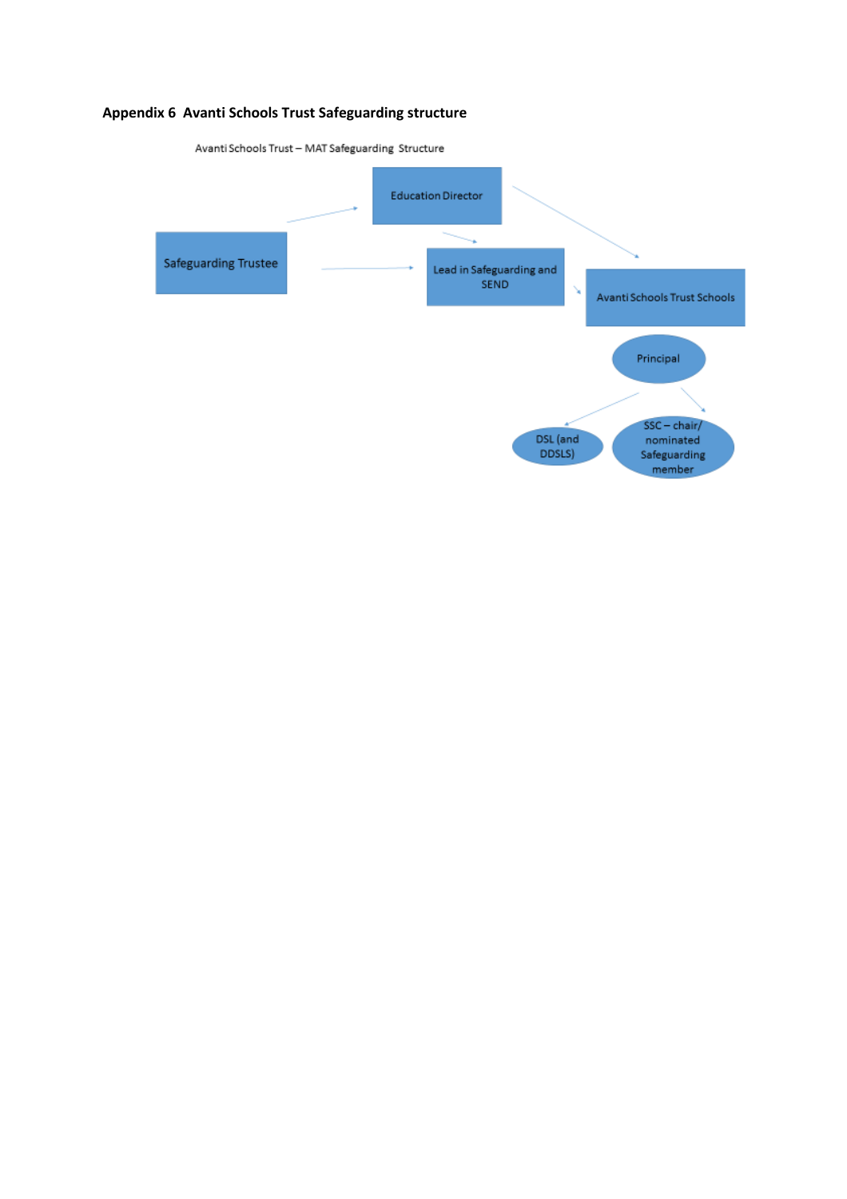**Appendix 6 Avanti Schools Trust Safeguarding structure**

Avanti Schools Trust – MAT Safeguarding Structure

Education Director

Safeguarding Trustee

Lead in Safeguarding and SEND

Avanti Schools Trust Schools

Principal

DSL (and DDSLS)

SSC – chair/ nominated Safeguarding member